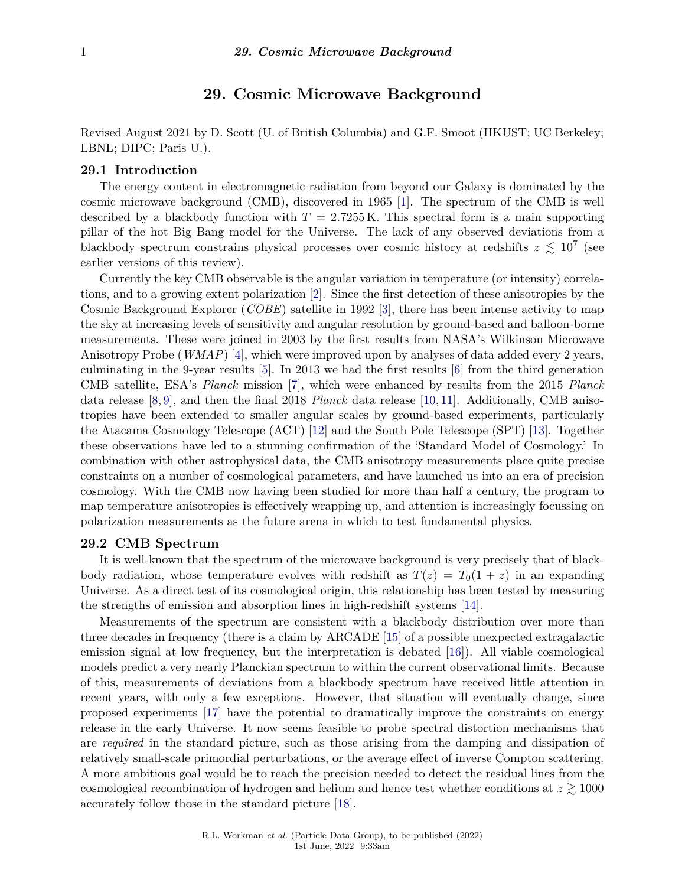# 29. Cosmic Microwave Background

Revised August 2021 by D. Scott (U. of British Columbia) and G.F. Smoot (HKUST; UC Berkeley; LBNL; DIPC; Paris U.).

## 29.1 Introduction

The energy content in electromagnetic radiation from beyond our Galaxy is dominated by the cosmic microwave background (CMB), discovered in 1965 [1]. The spectrum of the CMB is well described by a blackbody function with $T = 2.7255\,\mathrm{K}$. This spectral form is a main supporting pillar of the hot Big Bang model for the Universe. The lack of any observed deviations from a blackbody spectrum constrains physical processes over cosmic history at redshifts $z \lesssim 10^7$ (see earlier versions of this review).

Currently the key CMB observable is the angular variation in temperature (or intensity) correlations, and to a growing extent polarization [2]. Since the first detection of these anisotropies by the Cosmic Background Explorer (*COBE*) satellite in 1992 [3], there has been intense activity to map the sky at increasing levels of sensitivity and angular resolution by ground-based and balloon-borne measurements. These were joined in 2003 by the first results from NASA's Wilkinson Microwave Anisotropy Probe (*WMAP*) [4], which were improved upon by analyses of data added every 2 years, culminating in the 9-year results [5]. In 2013 we had the first results [6] from the third generation CMB satellite, ESA's *Planck* mission [7], which were enhanced by results from the 2015 *Planck* data release [8, 9], and then the final 2018 *Planck* data release [10, 11]. Additionally, CMB anisotropies have been extended to smaller angular scales by ground-based experiments, particularly the Atacama Cosmology Telescope (ACT) [12] and the South Pole Telescope (SPT) [13]. Together these observations have led to a stunning confirmation of the 'Standard Model of Cosmology.' In combination with other astrophysical data, the CMB anisotropy measurements place quite precise constraints on a number of cosmological parameters, and have launched us into an era of precision cosmology. With the CMB now having been studied for more than half a century, the program to map temperature anisotropies is effectively wrapping up, and attention is increasingly focussing on polarization measurements as the future arena in which to test fundamental physics.

## 29.2 CMB Spectrum

It is well-known that the spectrum of the microwave background is very precisely that of blackbody radiation, whose temperature evolves with redshift as $T(z) = T_0(1 + z)$ in an expanding Universe. As a direct test of its cosmological origin, this relationship has been tested by measuring the strengths of emission and absorption lines in high-redshift systems [14].

Measurements of the spectrum are consistent with a blackbody distribution over more than three decades in frequency (there is a claim by ARCADE [15] of a possible unexpected extragalactic emission signal at low frequency, but the interpretation is debated [16]). All viable cosmological models predict a very nearly Planckian spectrum to within the current observational limits. Because of this, measurements of deviations from a blackbody spectrum have received little attention in recent years, with only a few exceptions. However, that situation will eventually change, since proposed experiments [17] have the potential to dramatically improve the constraints on energy release in the early Universe. It now seems feasible to probe spectral distortion mechanisms that are *required* in the standard picture, such as those arising from the damping and dissipation of relatively small-scale primordial perturbations, or the average effect of inverse Compton scattering. A more ambitious goal would be to reach the precision needed to detect the residual lines from the cosmological recombination of hydrogen and helium and hence test whether conditions at $z \gtrsim 1000$ accurately follow those in the standard picture [18].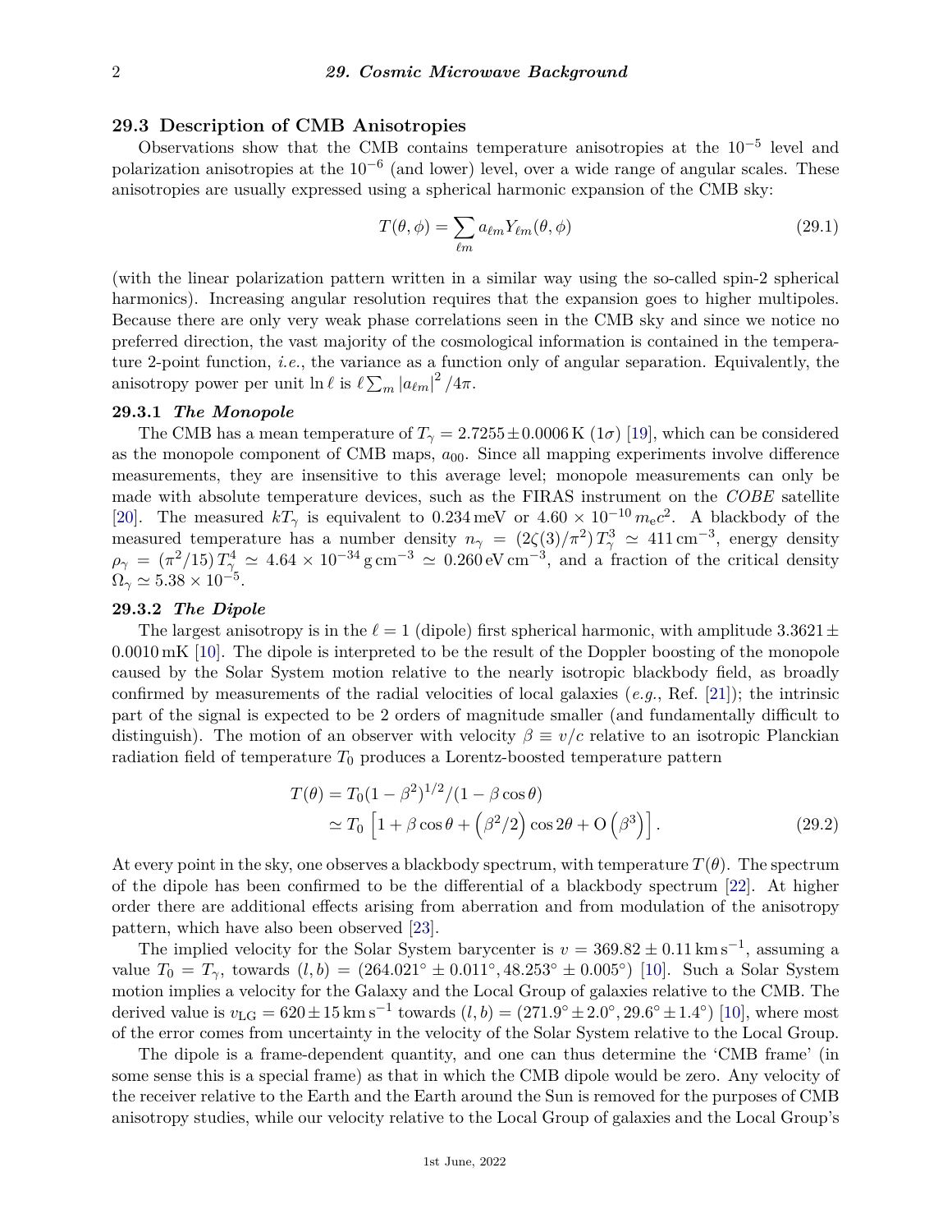## 29.3 Description of CMB Anisotropies

Observations show that the CMB contains temperature anisotropies at the $10^{-5}$ level and polarization anisotropies at the $10^{-6}$ (and lower) level, over a wide range of angular scales. These anisotropies are usually expressed using a spherical harmonic expansion of the CMB sky:

$$T(\theta, \phi) = \sum_{\ell m} a_{\ell m} Y_{\ell m}(\theta, \phi) \tag{29.1}$$

(with the linear polarization pattern written in a similar way using the so-called spin-2 spherical harmonics). Increasing angular resolution requires that the expansion goes to higher multipoles. Because there are only very weak phase correlations seen in the CMB sky and since we notice no preferred direction, the vast majority of the cosmological information is contained in the temperature 2-point function, *i.e.*, the variance as a function only of angular separation. Equivalently, the anisotropy power per unit $\ln \ell$ is $\ell \sum_m |a_{\ell m}|^2 / 4\pi$.

### 29.3.1 *The Monopole*

The CMB has a mean temperature of $T_\gamma = 2.7255 \pm 0.0006\,\mathrm{K}$ ($1\sigma$) [19], which can be considered as the monopole component of CMB maps, $a_{00}$. Since all mapping experiments involve difference measurements, they are insensitive to this average level; monopole measurements can only be made with absolute temperature devices, such as the FIRAS instrument on the *COBE* satellite [20]. The measured $kT_\gamma$ is equivalent to $0.234\,\mathrm{meV}$ or $4.60 \times 10^{-10}\, m_e c^2$. A blackbody of the measured temperature has a number density $n_\gamma = (2\zeta(3)/\pi^2)\, T_\gamma^3 \simeq 411\,\mathrm{cm}^{-3}$, energy density $\rho_\gamma = (\pi^2/15)\, T_\gamma^4 \simeq 4.64 \times 10^{-34}\,\mathrm{g\,cm}^{-3} \simeq 0.260\,\mathrm{eV\,cm}^{-3}$, and a fraction of the critical density $\Omega_\gamma \simeq 5.38 \times 10^{-5}$.

### 29.3.2 *The Dipole*

The largest anisotropy is in the $\ell = 1$ (dipole) first spherical harmonic, with amplitude $3.3621 \pm 0.0010\,\mathrm{mK}$ [10]. The dipole is interpreted to be the result of the Doppler boosting of the monopole caused by the Solar System motion relative to the nearly isotropic blackbody field, as broadly confirmed by measurements of the radial velocities of local galaxies (*e.g.*, Ref. [21]); the intrinsic part of the signal is expected to be 2 orders of magnitude smaller (and fundamentally difficult to distinguish). The motion of an observer with velocity $\beta \equiv v/c$ relative to an isotropic Planckian radiation field of temperature $T_0$ produces a Lorentz-boosted temperature pattern

$$\begin{aligned} T(\theta) &= T_0 (1 - \beta^2)^{1/2} / (1 - \beta \cos\theta) \\ &\simeq T_0 \left[ 1 + \beta \cos\theta + \left( \beta^2/2 \right) \cos 2\theta + \mathrm{O}\left( \beta^3 \right) \right]. \end{aligned} \tag{29.2}$$

At every point in the sky, one observes a blackbody spectrum, with temperature $T(\theta)$. The spectrum of the dipole has been confirmed to be the differential of a blackbody spectrum [22]. At higher order there are additional effects arising from aberration and from modulation of the anisotropy pattern, which have also been observed [23].

The implied velocity for the Solar System barycenter is $v = 369.82 \pm 0.11\,\mathrm{km\,s}^{-1}$, assuming a value $T_0 = T_\gamma$, towards $(l, b) = (264.021^\circ \pm 0.011^\circ, 48.253^\circ \pm 0.005^\circ)$ [10]. Such a Solar System motion implies a velocity for the Galaxy and the Local Group of galaxies relative to the CMB. The derived value is $v_{\mathrm{LG}} = 620 \pm 15\,\mathrm{km\,s}^{-1}$ towards $(l, b) = (271.9^\circ \pm 2.0^\circ, 29.6^\circ \pm 1.4^\circ)$ [10], where most of the error comes from uncertainty in the velocity of the Solar System relative to the Local Group.

The dipole is a frame-dependent quantity, and one can thus determine the 'CMB frame' (in some sense this is a special frame) as that in which the CMB dipole would be zero. Any velocity of the receiver relative to the Earth and the Earth around the Sun is removed for the purposes of CMB anisotropy studies, while our velocity relative to the Local Group of galaxies and the Local Group's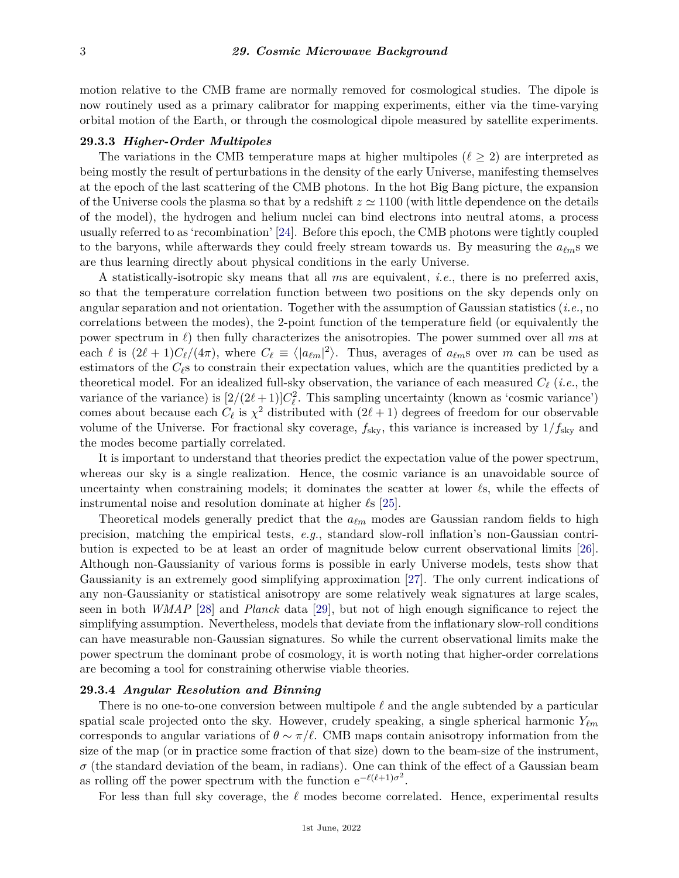motion relative to the CMB frame are normally removed for cosmological studies. The dipole is now routinely used as a primary calibrator for mapping experiments, either via the time-varying orbital motion of the Earth, or through the cosmological dipole measured by satellite experiments.

### 29.3.3 *Higher-Order Multipoles*

The variations in the CMB temperature maps at higher multipoles ($\ell \geq 2$) are interpreted as being mostly the result of perturbations in the density of the early Universe, manifesting themselves at the epoch of the last scattering of the CMB photons. In the hot Big Bang picture, the expansion of the Universe cools the plasma so that by a redshift $z \simeq 1100$ (with little dependence on the details of the model), the hydrogen and helium nuclei can bind electrons into neutral atoms, a process usually referred to as 'recombination' [24]. Before this epoch, the CMB photons were tightly coupled to the baryons, while afterwards they could freely stream towards us. By measuring the $a_{\ell m}$s we are thus learning directly about physical conditions in the early Universe.

A statistically-isotropic sky means that all $m$s are equivalent, *i.e.*, there is no preferred axis, so that the temperature correlation function between two positions on the sky depends only on angular separation and not orientation. Together with the assumption of Gaussian statistics (*i.e.*, no correlations between the modes), the 2-point function of the temperature field (or equivalently the power spectrum in $\ell$) then fully characterizes the anisotropies. The power summed over all $m$s at each $\ell$ is $(2\ell+1)C_\ell/(4\pi)$, where $C_\ell \equiv \langle |a_{\ell m}|^2 \rangle$. Thus, averages of $a_{\ell m}$s over $m$ can be used as estimators of the $C_\ell$s to constrain their expectation values, which are the quantities predicted by a theoretical model. For an idealized full-sky observation, the variance of each measured $C_\ell$ (*i.e.*, the variance of the variance) is $[2/(2\ell+1)]C_\ell^2$. This sampling uncertainty (known as 'cosmic variance') comes about because each $C_\ell$ is $\chi^2$ distributed with $(2\ell+1)$ degrees of freedom for our observable volume of the Universe. For fractional sky coverage, $f_{\rm sky}$, this variance is increased by $1/f_{\rm sky}$ and the modes become partially correlated.

It is important to understand that theories predict the expectation value of the power spectrum, whereas our sky is a single realization. Hence, the cosmic variance is an unavoidable source of uncertainty when constraining models; it dominates the scatter at lower $\ell$s, while the effects of instrumental noise and resolution dominate at higher $\ell$s [25].

Theoretical models generally predict that the $a_{\ell m}$ modes are Gaussian random fields to high precision, matching the empirical tests, *e.g.*, standard slow-roll inflation's non-Gaussian contribution is expected to be at least an order of magnitude below current observational limits [26]. Although non-Gaussianity of various forms is possible in early Universe models, tests show that Gaussianity is an extremely good simplifying approximation [27]. The only current indications of any non-Gaussianity or statistical anisotropy are some relatively weak signatures at large scales, seen in both *WMAP* [28] and *Planck* data [29], but not of high enough significance to reject the simplifying assumption. Nevertheless, models that deviate from the inflationary slow-roll conditions can have measurable non-Gaussian signatures. So while the current observational limits make the power spectrum the dominant probe of cosmology, it is worth noting that higher-order correlations are becoming a tool for constraining otherwise viable theories.

### 29.3.4 *Angular Resolution and Binning*

There is no one-to-one conversion between multipole $\ell$ and the angle subtended by a particular spatial scale projected onto the sky. However, crudely speaking, a single spherical harmonic $Y_{\ell m}$ corresponds to angular variations of $\theta \sim \pi/\ell$. CMB maps contain anisotropy information from the size of the map (or in practice some fraction of that size) down to the beam-size of the instrument, $\sigma$ (the standard deviation of the beam, in radians). One can think of the effect of a Gaussian beam as rolling off the power spectrum with the function $\mathrm{e}^{-\ell(\ell+1)\sigma^2}$.

For less than full sky coverage, the $\ell$ modes become correlated. Hence, experimental results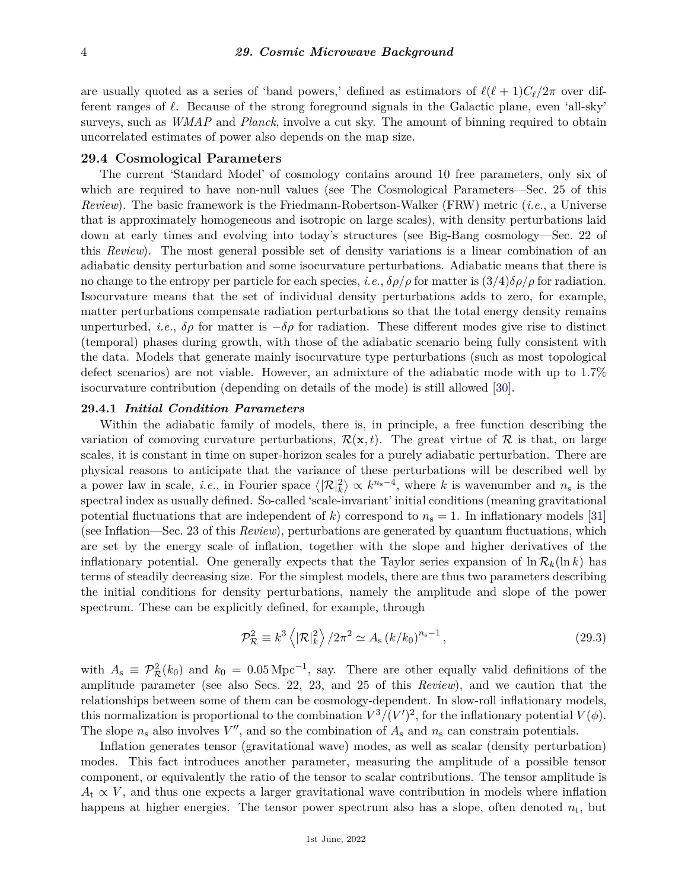are usually quoted as a series of 'band powers,' defined as estimators of $\ell(\ell+1)C_\ell/2\pi$ over different ranges of $\ell$. Because of the strong foreground signals in the Galactic plane, even 'all-sky' surveys, such as *WMAP* and *Planck*, involve a cut sky. The amount of binning required to obtain uncorrelated estimates of power also depends on the map size.

## 29.4 Cosmological Parameters

The current 'Standard Model' of cosmology contains around 10 free parameters, only six of which are required to have non-null values (see The Cosmological Parameters—Sec. 25 of this *Review*). The basic framework is the Friedmann-Robertson-Walker (FRW) metric (*i.e.*, a Universe that is approximately homogeneous and isotropic on large scales), with density perturbations laid down at early times and evolving into today's structures (see Big-Bang cosmology—Sec. 22 of this *Review*). The most general possible set of density variations is a linear combination of an adiabatic density perturbation and some isocurvature perturbations. Adiabatic means that there is no change to the entropy per particle for each species, *i.e.*, $\delta\rho/\rho$ for matter is $(3/4)\delta\rho/\rho$ for radiation. Isocurvature means that the set of individual density perturbations adds to zero, for example, matter perturbations compensate radiation perturbations so that the total energy density remains unperturbed, *i.e.*, $\delta\rho$ for matter is $-\delta\rho$ for radiation. These different modes give rise to distinct (temporal) phases during growth, with those of the adiabatic scenario being fully consistent with the data. Models that generate mainly isocurvature type perturbations (such as most topological defect scenarios) are not viable. However, an admixture of the adiabatic mode with up to 1.7% isocurvature contribution (depending on details of the mode) is still allowed [30].

### 29.4.1 *Initial Condition Parameters*

Within the adiabatic family of models, there is, in principle, a free function describing the variation of comoving curvature perturbations, $\mathcal{R}(\mathbf{x},t)$. The great virtue of $\mathcal{R}$ is that, on large scales, it is constant in time on super-horizon scales for a purely adiabatic perturbation. There are physical reasons to anticipate that the variance of these perturbations will be described well by a power law in scale, *i.e.*, in Fourier space $\langle|\mathcal{R}|_k^2\rangle \propto k^{n_s-4}$, where $k$ is wavenumber and $n_s$ is the spectral index as usually defined. So-called 'scale-invariant' initial conditions (meaning gravitational potential fluctuations that are independent of $k$) correspond to $n_s = 1$. In inflationary models [31] (see Inflation—Sec. 23 of this *Review*), perturbations are generated by quantum fluctuations, which are set by the energy scale of inflation, together with the slope and higher derivatives of the inflationary potential. One generally expects that the Taylor series expansion of $\ln\mathcal{R}_k(\ln k)$ has terms of steadily decreasing size. For the simplest models, there are thus two parameters describing the initial conditions for density perturbations, namely the amplitude and slope of the power spectrum. These can be explicitly defined, for example, through

$$\mathcal{P}_\mathcal{R}^2 \equiv k^3 \left\langle|\mathcal{R}|_k^2\right\rangle/2\pi^2 \simeq A_s\,(k/k_0)^{n_s-1}\,, \tag{29.3}$$

with $A_s \equiv \mathcal{P}_\mathcal{R}^2(k_0)$ and $k_0 = 0.05\,\mathrm{Mpc}^{-1}$, say. There are other equally valid definitions of the amplitude parameter (see also Secs. 22, 23, and 25 of this *Review*), and we caution that the relationships between some of them can be cosmology-dependent. In slow-roll inflationary models, this normalization is proportional to the combination $V^3/(V')^2$, for the inflationary potential $V(\phi)$. The slope $n_s$ also involves $V''$, and so the combination of $A_s$ and $n_s$ can constrain potentials.

Inflation generates tensor (gravitational wave) modes, as well as scalar (density perturbation) modes. This fact introduces another parameter, measuring the amplitude of a possible tensor component, or equivalently the ratio of the tensor to scalar contributions. The tensor amplitude is $A_t \propto V$, and thus one expects a larger gravitational wave contribution in models where inflation happens at higher energies. The tensor power spectrum also has a slope, often denoted $n_t$, but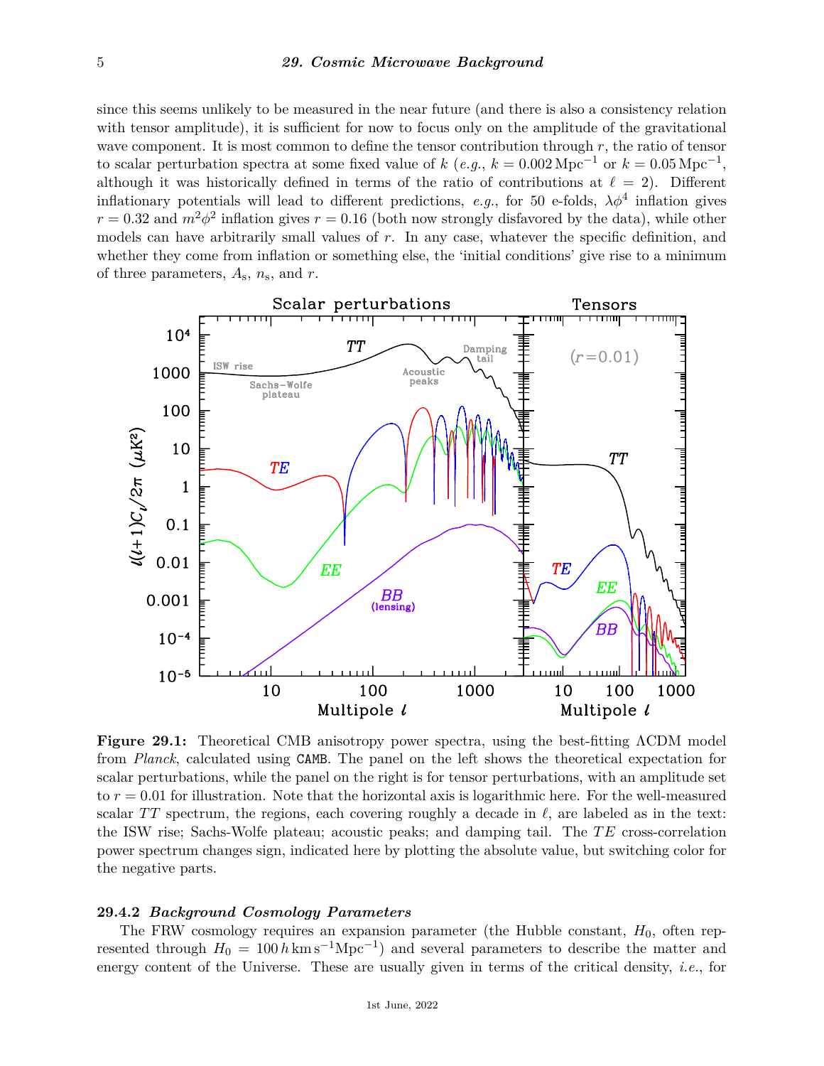since this seems unlikely to be measured in the near future (and there is also a consistency relation with tensor amplitude), it is sufficient for now to focus only on the amplitude of the gravitational wave component. It is most common to define the tensor contribution through $r$, the ratio of tensor to scalar perturbation spectra at some fixed value of $k$ (*e.g.*, $k = 0.002\,\mathrm{Mpc}^{-1}$ or $k = 0.05\,\mathrm{Mpc}^{-1}$, although it was historically defined in terms of the ratio of contributions at $\ell = 2$). Different inflationary potentials will lead to different predictions, *e.g.*, for 50 e-folds, $\lambda\phi^4$ inflation gives $r = 0.32$ and $m^2\phi^2$ inflation gives $r = 0.16$ (both now strongly disfavored by the data), while other models can have arbitrarily small values of $r$. In any case, whatever the specific definition, and whether they come from inflation or something else, the 'initial conditions' give rise to a minimum of three parameters, $A_\mathrm{s}$, $n_\mathrm{s}$, and $r$.

**Figure 29.1:** Theoretical CMB anisotropy power spectra, using the best-fitting ΛCDM model from *Planck*, calculated using CAMB. The panel on the left shows the theoretical expectation for scalar perturbations, while the panel on the right is for tensor perturbations, with an amplitude set to $r = 0.01$ for illustration. Note that the horizontal axis is logarithmic here. For the well-measured scalar $TT$ spectrum, the regions, each covering roughly a decade in $\ell$, are labeled as in the text: the ISW rise; Sachs-Wolfe plateau; acoustic peaks; and damping tail. The $TE$ cross-correlation power spectrum changes sign, indicated here by plotting the absolute value, but switching color for the negative parts.

### 29.4.2 *Background Cosmology Parameters*

The FRW cosmology requires an expansion parameter (the Hubble constant, $H_0$, often represented through $H_0 = 100\,h\,\mathrm{km\,s^{-1}Mpc^{-1}}$) and several parameters to describe the matter and energy content of the Universe. These are usually given in terms of the critical density, *i.e.*, for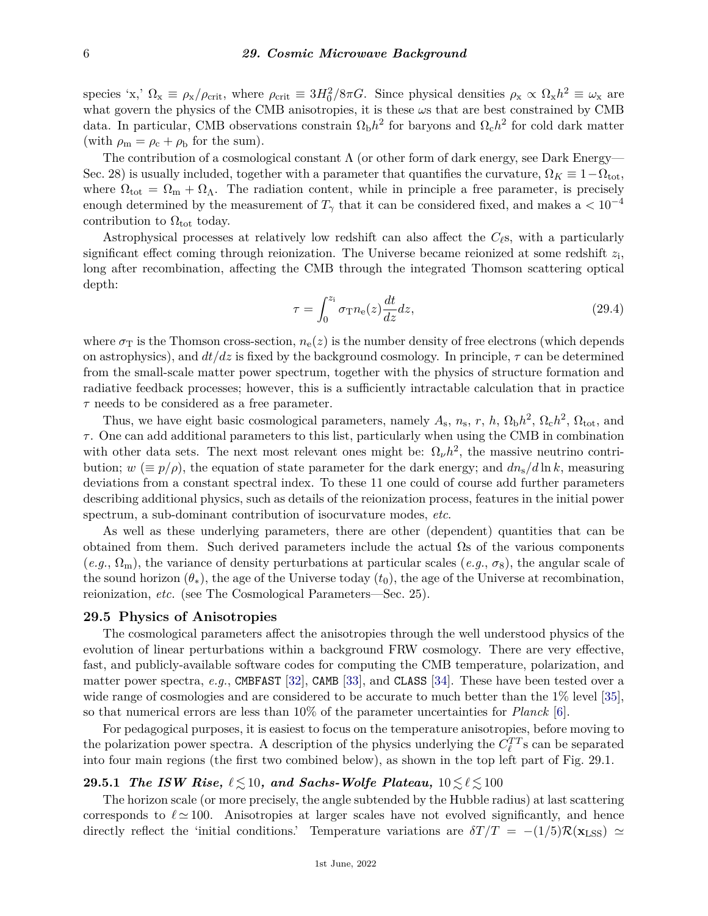species 'x,' $\Omega_x \equiv \rho_x/\rho_{crit}$, where $\rho_{crit} \equiv 3H_0^2/8\pi G$. Since physical densities $\rho_x \propto \Omega_x h^2 \equiv \omega_x$ are what govern the physics of the CMB anisotropies, it is these $\omega$s that are best constrained by CMB data. In particular, CMB observations constrain $\Omega_b h^2$ for baryons and $\Omega_c h^2$ for cold dark matter (with $\rho_m = \rho_c + \rho_b$ for the sum).

The contribution of a cosmological constant $\Lambda$ (or other form of dark energy, see Dark Energy—Sec. 28) is usually included, together with a parameter that quantifies the curvature, $\Omega_K \equiv 1 - \Omega_{tot}$, where $\Omega_{tot} = \Omega_m + \Omega_\Lambda$. The radiation content, while in principle a free parameter, is precisely enough determined by the measurement of $T_\gamma$ that it can be considered fixed, and makes a $< 10^{-4}$ contribution to $\Omega_{tot}$ today.

Astrophysical processes at relatively low redshift can also affect the $C_\ell$s, with a particularly significant effect coming through reionization. The Universe became reionized at some redshift $z_i$, long after recombination, affecting the CMB through the integrated Thomson scattering optical depth:

$$\tau = \int_0^{z_i} \sigma_T n_e(z) \frac{dt}{dz} dz, \tag{29.4}$$

where $\sigma_T$ is the Thomson cross-section, $n_e(z)$ is the number density of free electrons (which depends on astrophysics), and $dt/dz$ is fixed by the background cosmology. In principle, $\tau$ can be determined from the small-scale matter power spectrum, together with the physics of structure formation and radiative feedback processes; however, this is a sufficiently intractable calculation that in practice $\tau$ needs to be considered as a free parameter.

Thus, we have eight basic cosmological parameters, namely $A_s$, $n_s$, $r$, $h$, $\Omega_b h^2$, $\Omega_c h^2$, $\Omega_{tot}$, and $\tau$. One can add additional parameters to this list, particularly when using the CMB in combination with other data sets. The next most relevant ones might be: $\Omega_\nu h^2$, the massive neutrino contribution; $w$ ($\equiv p/\rho$), the equation of state parameter for the dark energy; and $dn_s/d\ln k$, measuring deviations from a constant spectral index. To these 11 one could of course add further parameters describing additional physics, such as details of the reionization process, features in the initial power spectrum, a sub-dominant contribution of isocurvature modes, *etc.*

As well as these underlying parameters, there are other (dependent) quantities that can be obtained from them. Such derived parameters include the actual $\Omega$s of the various components (*e.g.*, $\Omega_m$), the variance of density perturbations at particular scales (*e.g.*, $\sigma_8$), the angular scale of the sound horizon ($\theta_*$), the age of the Universe today ($t_0$), the age of the Universe at recombination, reionization, *etc.* (see The Cosmological Parameters—Sec. 25).

## 29.5 Physics of Anisotropies

The cosmological parameters affect the anisotropies through the well understood physics of the evolution of linear perturbations within a background FRW cosmology. There are very effective, fast, and publicly-available software codes for computing the CMB temperature, polarization, and matter power spectra, *e.g.*, `CMBFAST` [32], `CAMB` [33], and `CLASS` [34]. These have been tested over a wide range of cosmologies and are considered to be accurate to much better than the 1% level [35], so that numerical errors are less than 10% of the parameter uncertainties for *Planck* [6].

For pedagogical purposes, it is easiest to focus on the temperature anisotropies, before moving to the polarization power spectra. A description of the physics underlying the $C_\ell^{TT}$s can be separated into four main regions (the first two combined below), as shown in the top left part of Fig. 29.1.

### 29.5.1 *The ISW Rise, $\ell \lesssim 10$, and Sachs-Wolfe Plateau, $10 \lesssim \ell \lesssim 100$*

The horizon scale (or more precisely, the angle subtended by the Hubble radius) at last scattering corresponds to $\ell \simeq 100$. Anisotropies at larger scales have not evolved significantly, and hence directly reflect the 'initial conditions.' Temperature variations are $\delta T/T = -(1/5)\mathcal{R}(\mathbf{x}_{LSS}) \simeq$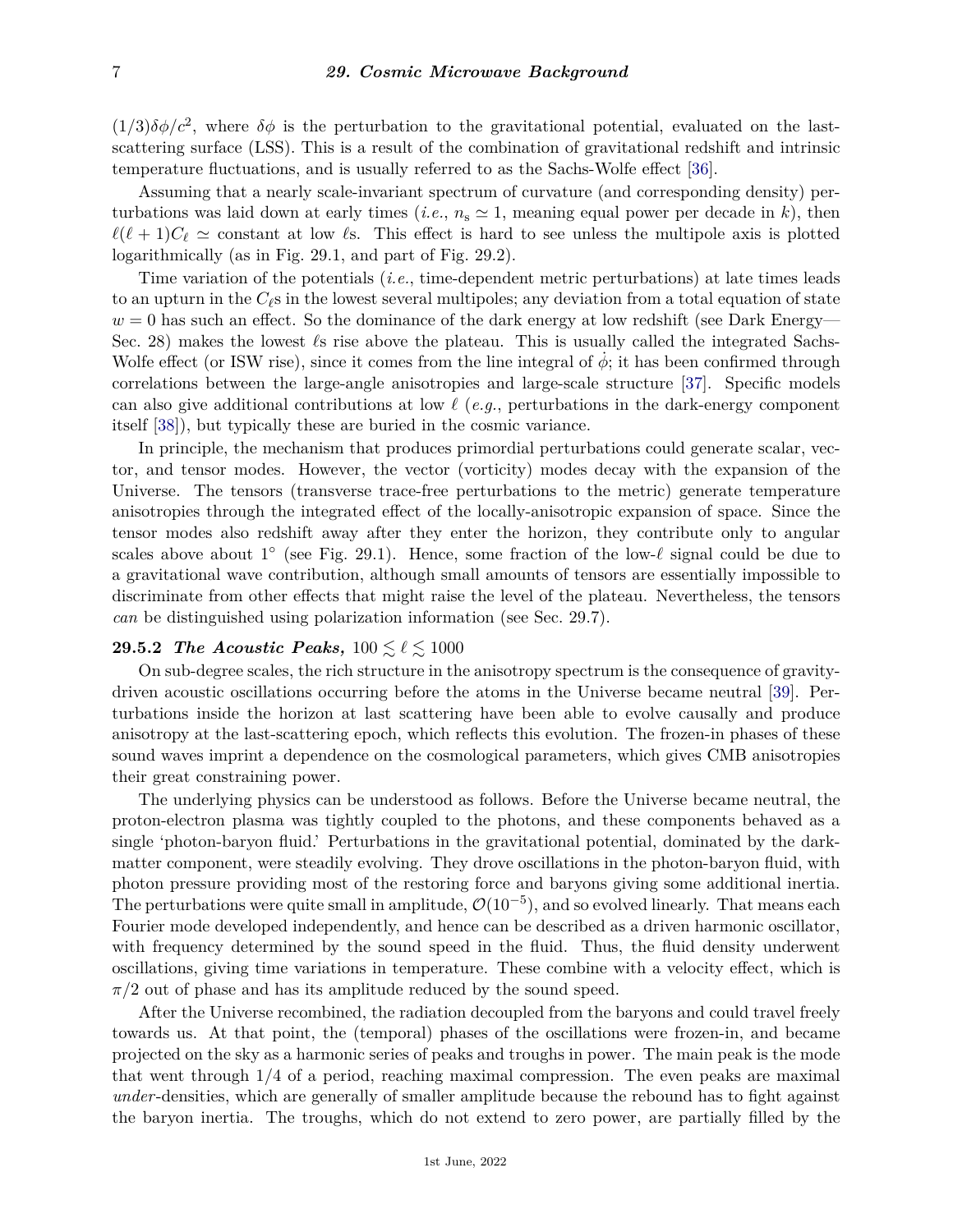$(1/3)\delta\phi/c^2$, where $\delta\phi$ is the perturbation to the gravitational potential, evaluated on the last-scattering surface (LSS). This is a result of the combination of gravitational redshift and intrinsic temperature fluctuations, and is usually referred to as the Sachs-Wolfe effect [36].

Assuming that a nearly scale-invariant spectrum of curvature (and corresponding density) perturbations was laid down at early times (*i.e.*, $n_{\rm s} \simeq 1$, meaning equal power per decade in $k$), then $\ell(\ell+1)C_\ell \simeq$ constant at low $\ell$s. This effect is hard to see unless the multipole axis is plotted logarithmically (as in Fig. 29.1, and part of Fig. 29.2).

Time variation of the potentials (*i.e.*, time-dependent metric perturbations) at late times leads to an upturn in the $C_\ell$s in the lowest several multipoles; any deviation from a total equation of state $w = 0$ has such an effect. So the dominance of the dark energy at low redshift (see Dark Energy—Sec. 28) makes the lowest $\ell$s rise above the plateau. This is usually called the integrated Sachs-Wolfe effect (or ISW rise), since it comes from the line integral of $\dot{\phi}$; it has been confirmed through correlations between the large-angle anisotropies and large-scale structure [37]. Specific models can also give additional contributions at low $\ell$ (*e.g.*, perturbations in the dark-energy component itself [38]), but typically these are buried in the cosmic variance.

In principle, the mechanism that produces primordial perturbations could generate scalar, vector, and tensor modes. However, the vector (vorticity) modes decay with the expansion of the Universe. The tensors (transverse trace-free perturbations to the metric) generate temperature anisotropies through the integrated effect of the locally-anisotropic expansion of space. Since the tensor modes also redshift away after they enter the horizon, they contribute only to angular scales above about $1^\circ$ (see Fig. 29.1). Hence, some fraction of the low-$\ell$ signal could be due to a gravitational wave contribution, although small amounts of tensors are essentially impossible to discriminate from other effects that might raise the level of the plateau. Nevertheless, the tensors *can* be distinguished using polarization information (see Sec. 29.7).

### 29.5.2 *The Acoustic Peaks,* $100 \lesssim \ell \lesssim 1000$

On sub-degree scales, the rich structure in the anisotropy spectrum is the consequence of gravity-driven acoustic oscillations occurring before the atoms in the Universe became neutral [39]. Perturbations inside the horizon at last scattering have been able to evolve causally and produce anisotropy at the last-scattering epoch, which reflects this evolution. The frozen-in phases of these sound waves imprint a dependence on the cosmological parameters, which gives CMB anisotropies their great constraining power.

The underlying physics can be understood as follows. Before the Universe became neutral, the proton-electron plasma was tightly coupled to the photons, and these components behaved as a single 'photon-baryon fluid.' Perturbations in the gravitational potential, dominated by the dark-matter component, were steadily evolving. They drove oscillations in the photon-baryon fluid, with photon pressure providing most of the restoring force and baryons giving some additional inertia. The perturbations were quite small in amplitude, $\mathcal{O}(10^{-5})$, and so evolved linearly. That means each Fourier mode developed independently, and hence can be described as a driven harmonic oscillator, with frequency determined by the sound speed in the fluid. Thus, the fluid density underwent oscillations, giving time variations in temperature. These combine with a velocity effect, which is $\pi/2$ out of phase and has its amplitude reduced by the sound speed.

After the Universe recombined, the radiation decoupled from the baryons and could travel freely towards us. At that point, the (temporal) phases of the oscillations were frozen-in, and became projected on the sky as a harmonic series of peaks and troughs in power. The main peak is the mode that went through 1/4 of a period, reaching maximal compression. The even peaks are maximal *under*-densities, which are generally of smaller amplitude because the rebound has to fight against the baryon inertia. The troughs, which do not extend to zero power, are partially filled by the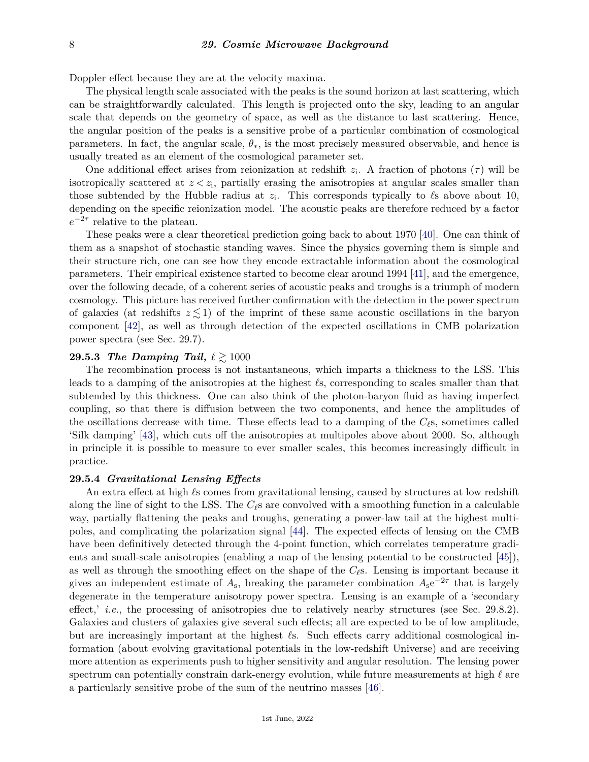Doppler effect because they are at the velocity maxima.

The physical length scale associated with the peaks is the sound horizon at last scattering, which can be straightforwardly calculated. This length is projected onto the sky, leading to an angular scale that depends on the geometry of space, as well as the distance to last scattering. Hence, the angular position of the peaks is a sensitive probe of a particular combination of cosmological parameters. In fact, the angular scale, $\theta_*$, is the most precisely measured observable, and hence is usually treated as an element of the cosmological parameter set.

One additional effect arises from reionization at redshift $z_\mathrm{i}$. A fraction of photons ($\tau$) will be isotropically scattered at $z < z_\mathrm{i}$, partially erasing the anisotropies at angular scales smaller than those subtended by the Hubble radius at $z_\mathrm{i}$. This corresponds typically to $\ell$s above about 10, depending on the specific reionization model. The acoustic peaks are therefore reduced by a factor $e^{-2\tau}$ relative to the plateau.

These peaks were a clear theoretical prediction going back to about 1970 [40]. One can think of them as a snapshot of stochastic standing waves. Since the physics governing them is simple and their structure rich, one can see how they encode extractable information about the cosmological parameters. Their empirical existence started to become clear around 1994 [41], and the emergence, over the following decade, of a coherent series of acoustic peaks and troughs is a triumph of modern cosmology. This picture has received further confirmation with the detection in the power spectrum of galaxies (at redshifts $z \lesssim 1$) of the imprint of these same acoustic oscillations in the baryon component [42], as well as through detection of the expected oscillations in CMB polarization power spectra (see Sec. 29.7).

### 29.5.3 *The Damping Tail,* $\ell \gtrsim 1000$

The recombination process is not instantaneous, which imparts a thickness to the LSS. This leads to a damping of the anisotropies at the highest $\ell$s, corresponding to scales smaller than that subtended by this thickness. One can also think of the photon-baryon fluid as having imperfect coupling, so that there is diffusion between the two components, and hence the amplitudes of the oscillations decrease with time. These effects lead to a damping of the $C_\ell$s, sometimes called 'Silk damping' [43], which cuts off the anisotropies at multipoles above about 2000. So, although in principle it is possible to measure to ever smaller scales, this becomes increasingly difficult in practice.

### 29.5.4 *Gravitational Lensing Effects*

An extra effect at high $\ell$s comes from gravitational lensing, caused by structures at low redshift along the line of sight to the LSS. The $C_\ell$s are convolved with a smoothing function in a calculable way, partially flattening the peaks and troughs, generating a power-law tail at the highest multipoles, and complicating the polarization signal [44]. The expected effects of lensing on the CMB have been definitively detected through the 4-point function, which correlates temperature gradients and small-scale anisotropies (enabling a map of the lensing potential to be constructed [45]), as well as through the smoothing effect on the shape of the $C_\ell$s. Lensing is important because it gives an independent estimate of $A_\mathrm{s}$, breaking the parameter combination $A_\mathrm{s}\mathrm{e}^{-2\tau}$ that is largely degenerate in the temperature anisotropy power spectra. Lensing is an example of a 'secondary effect,' *i.e.*, the processing of anisotropies due to relatively nearby structures (see Sec. 29.8.2). Galaxies and clusters of galaxies give several such effects; all are expected to be of low amplitude, but are increasingly important at the highest $\ell$s. Such effects carry additional cosmological information (about evolving gravitational potentials in the low-redshift Universe) and are receiving more attention as experiments push to higher sensitivity and angular resolution. The lensing power spectrum can potentially constrain dark-energy evolution, while future measurements at high $\ell$ are a particularly sensitive probe of the sum of the neutrino masses [46].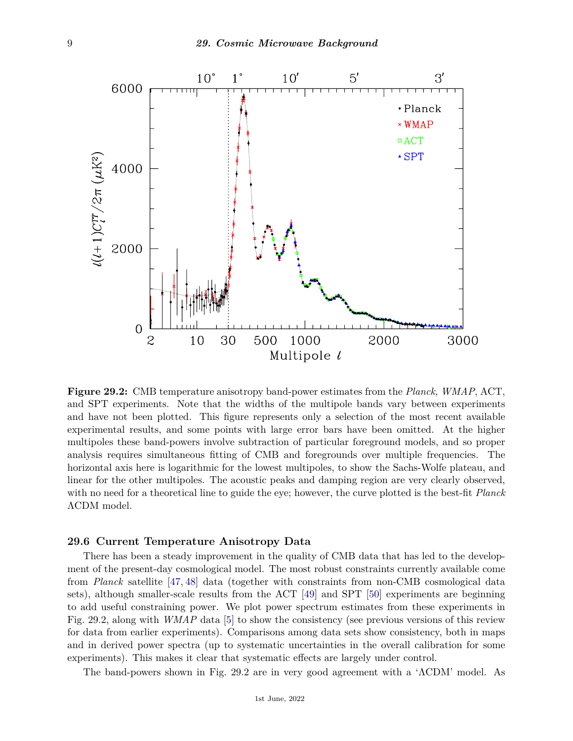**Figure 29.2:** CMB temperature anisotropy band-power estimates from the *Planck*, *WMAP*, ACT, and SPT experiments. Note that the widths of the multipole bands vary between experiments and have not been plotted. This figure represents only a selection of the most recent available experimental results, and some points with large error bars have been omitted. At the higher multipoles these band-powers involve subtraction of particular foreground models, and so proper analysis requires simultaneous fitting of CMB and foregrounds over multiple frequencies. The horizontal axis here is logarithmic for the lowest multipoles, to show the Sachs-Wolfe plateau, and linear for the other multipoles. The acoustic peaks and damping region are very clearly observed, with no need for a theoretical line to guide the eye; however, the curve plotted is the best-fit *Planck* ΛCDM model.

### 29.6 Current Temperature Anisotropy Data

There has been a steady improvement in the quality of CMB data that has led to the development of the present-day cosmological model. The most robust constraints currently available come from *Planck* satellite [47, 48] data (together with constraints from non-CMB cosmological data sets), although smaller-scale results from the ACT [49] and SPT [50] experiments are beginning to add useful constraining power. We plot power spectrum estimates from these experiments in Fig. 29.2, along with *WMAP* data [5] to show the consistency (see previous versions of this review for data from earlier experiments). Comparisons among data sets show consistency, both in maps and in derived power spectra (up to systematic uncertainties in the overall calibration for some experiments). This makes it clear that systematic effects are largely under control.

The band-powers shown in Fig. 29.2 are in very good agreement with a 'ΛCDM' model. As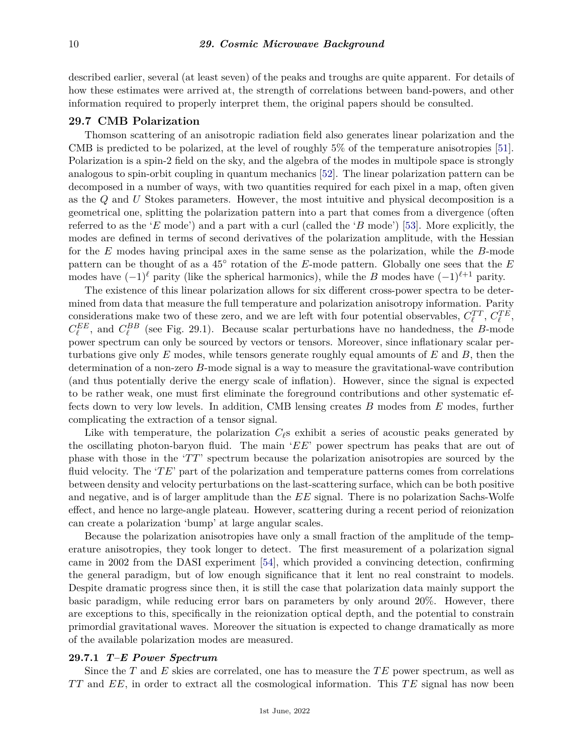described earlier, several (at least seven) of the peaks and troughs are quite apparent. For details of how these estimates were arrived at, the strength of correlations between band-powers, and other information required to properly interpret them, the original papers should be consulted.

## 29.7 CMB Polarization

Thomson scattering of an anisotropic radiation field also generates linear polarization and the CMB is predicted to be polarized, at the level of roughly 5% of the temperature anisotropies [51]. Polarization is a spin-2 field on the sky, and the algebra of the modes in multipole space is strongly analogous to spin-orbit coupling in quantum mechanics [52]. The linear polarization pattern can be decomposed in a number of ways, with two quantities required for each pixel in a map, often given as the $Q$ and $U$ Stokes parameters. However, the most intuitive and physical decomposition is a geometrical one, splitting the polarization pattern into a part that comes from a divergence (often referred to as the '$E$ mode') and a part with a curl (called the '$B$ mode') [53]. More explicitly, the modes are defined in terms of second derivatives of the polarization amplitude, with the Hessian for the $E$ modes having principal axes in the same sense as the polarization, while the $B$-mode pattern can be thought of as a 45° rotation of the $E$-mode pattern. Globally one sees that the $E$ modes have $(-1)^{\ell}$ parity (like the spherical harmonics), while the $B$ modes have $(-1)^{\ell+1}$ parity.

The existence of this linear polarization allows for six different cross-power spectra to be determined from data that measure the full temperature and polarization anisotropy information. Parity considerations make two of these zero, and we are left with four potential observables, $C_\ell^{TT}$, $C_\ell^{TE}$, $C_\ell^{EE}$, and $C_\ell^{BB}$ (see Fig. 29.1). Because scalar perturbations have no handedness, the $B$-mode power spectrum can only be sourced by vectors or tensors. Moreover, since inflationary scalar perturbations give only $E$ modes, while tensors generate roughly equal amounts of $E$ and $B$, then the determination of a non-zero $B$-mode signal is a way to measure the gravitational-wave contribution (and thus potentially derive the energy scale of inflation). However, since the signal is expected to be rather weak, one must first eliminate the foreground contributions and other systematic effects down to very low levels. In addition, CMB lensing creates $B$ modes from $E$ modes, further complicating the extraction of a tensor signal.

Like with temperature, the polarization $C_\ell$s exhibit a series of acoustic peaks generated by the oscillating photon-baryon fluid. The main '$EE$' power spectrum has peaks that are out of phase with those in the '$TT$' spectrum because the polarization anisotropies are sourced by the fluid velocity. The '$TE$' part of the polarization and temperature patterns comes from correlations between density and velocity perturbations on the last-scattering surface, which can be both positive and negative, and is of larger amplitude than the $EE$ signal. There is no polarization Sachs-Wolfe effect, and hence no large-angle plateau. However, scattering during a recent period of reionization can create a polarization 'bump' at large angular scales.

Because the polarization anisotropies have only a small fraction of the amplitude of the temperature anisotropies, they took longer to detect. The first measurement of a polarization signal came in 2002 from the DASI experiment [54], which provided a convincing detection, confirming the general paradigm, but of low enough significance that it lent no real constraint to models. Despite dramatic progress since then, it is still the case that polarization data mainly support the basic paradigm, while reducing error bars on parameters by only around 20%. However, there are exceptions to this, specifically in the reionization optical depth, and the potential to constrain primordial gravitational waves. Moreover the situation is expected to change dramatically as more of the available polarization modes are measured.

### 29.7.1 *T–E Power Spectrum*

Since the $T$ and $E$ skies are correlated, one has to measure the $TE$ power spectrum, as well as $TT$ and $EE$, in order to extract all the cosmological information. This $TE$ signal has now been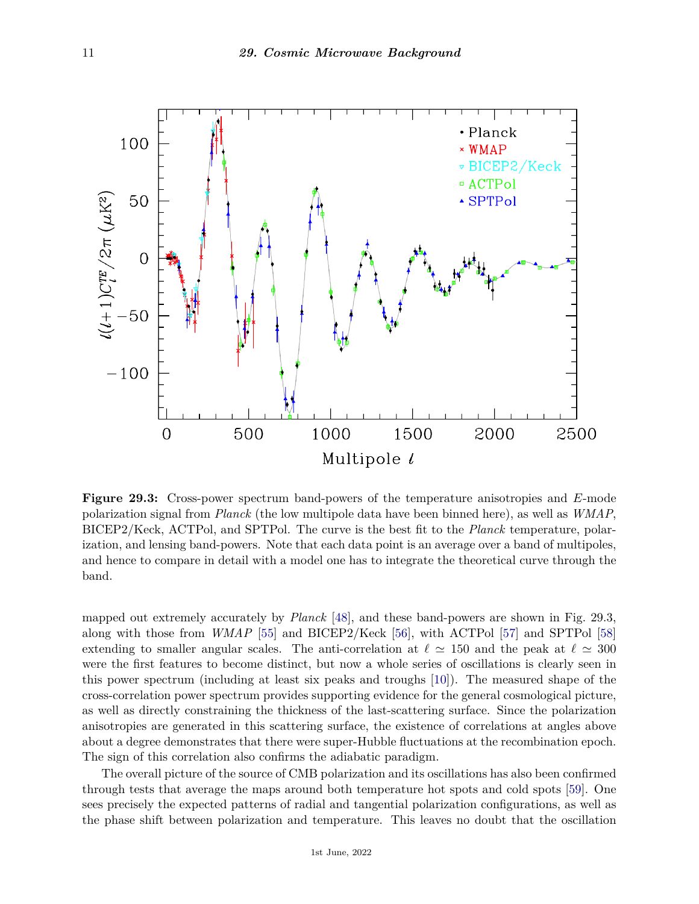**Figure 29.3:** Cross-power spectrum band-powers of the temperature anisotropies and $E$-mode polarization signal from *Planck* (the low multipole data have been binned here), as well as *WMAP*, BICEP2/Keck, ACTPol, and SPTPol. The curve is the best fit to the *Planck* temperature, polarization, and lensing band-powers. Note that each data point is an average over a band of multipoles, and hence to compare in detail with a model one has to integrate the theoretical curve through the band.

mapped out extremely accurately by *Planck* [48], and these band-powers are shown in Fig. 29.3, along with those from *WMAP* [55] and BICEP2/Keck [56], with ACTPol [57] and SPTPol [58] extending to smaller angular scales. The anti-correlation at $\ell \simeq 150$ and the peak at $\ell \simeq 300$ were the first features to become distinct, but now a whole series of oscillations is clearly seen in this power spectrum (including at least six peaks and troughs [10]). The measured shape of the cross-correlation power spectrum provides supporting evidence for the general cosmological picture, as well as directly constraining the thickness of the last-scattering surface. Since the polarization anisotropies are generated in this scattering surface, the existence of correlations at angles above about a degree demonstrates that there were super-Hubble fluctuations at the recombination epoch. The sign of this correlation also confirms the adiabatic paradigm.

The overall picture of the source of CMB polarization and its oscillations has also been confirmed through tests that average the maps around both temperature hot spots and cold spots [59]. One sees precisely the expected patterns of radial and tangential polarization configurations, as well as the phase shift between polarization and temperature. This leaves no doubt that the oscillation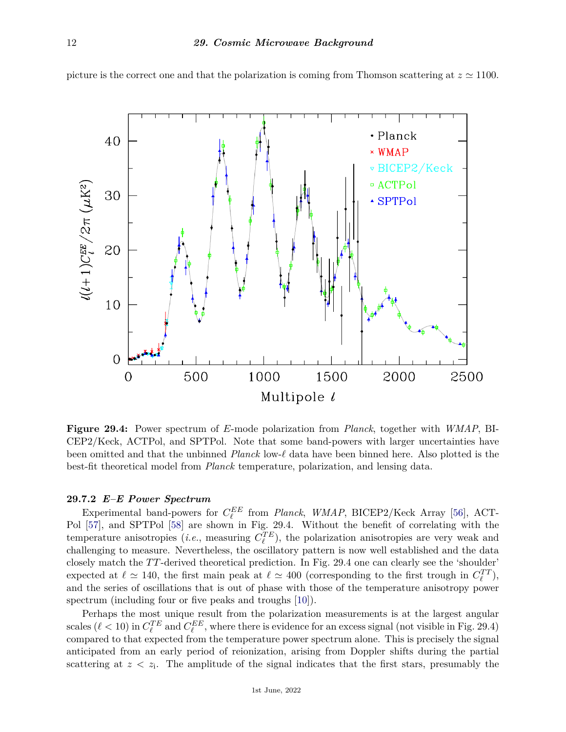picture is the correct one and that the polarization is coming from Thomson scattering at $z \simeq 1100$.

**Figure 29.4:** Power spectrum of $E$-mode polarization from *Planck*, together with *WMAP*, BICEP2/Keck, ACTPol, and SPTPol. Note that some band-powers with larger uncertainties have been omitted and that the unbinned *Planck* low-$\ell$ data have been binned here. Also plotted is the best-fit theoretical model from *Planck* temperature, polarization, and lensing data.

### 29.7.2 *E–E Power Spectrum*

Experimental band-powers for $C_\ell^{EE}$ from *Planck*, *WMAP*, BICEP2/Keck Array [56], ACTPol [57], and SPTPol [58] are shown in Fig. 29.4. Without the benefit of correlating with the temperature anisotropies (*i.e.*, measuring $C_\ell^{TE}$), the polarization anisotropies are very weak and challenging to measure. Nevertheless, the oscillatory pattern is now well established and the data closely match the $TT$-derived theoretical prediction. In Fig. 29.4 one can clearly see the 'shoulder' expected at $\ell \simeq 140$, the first main peak at $\ell \simeq 400$ (corresponding to the first trough in $C_\ell^{TT}$), and the series of oscillations that is out of phase with those of the temperature anisotropy power spectrum (including four or five peaks and troughs [10]).

Perhaps the most unique result from the polarization measurements is at the largest angular scales ($\ell < 10$) in $C_\ell^{TE}$ and $C_\ell^{EE}$, where there is evidence for an excess signal (not visible in Fig. 29.4) compared to that expected from the temperature power spectrum alone. This is precisely the signal anticipated from an early period of reionization, arising from Doppler shifts during the partial scattering at $z < z_\mathrm{i}$. The amplitude of the signal indicates that the first stars, presumably the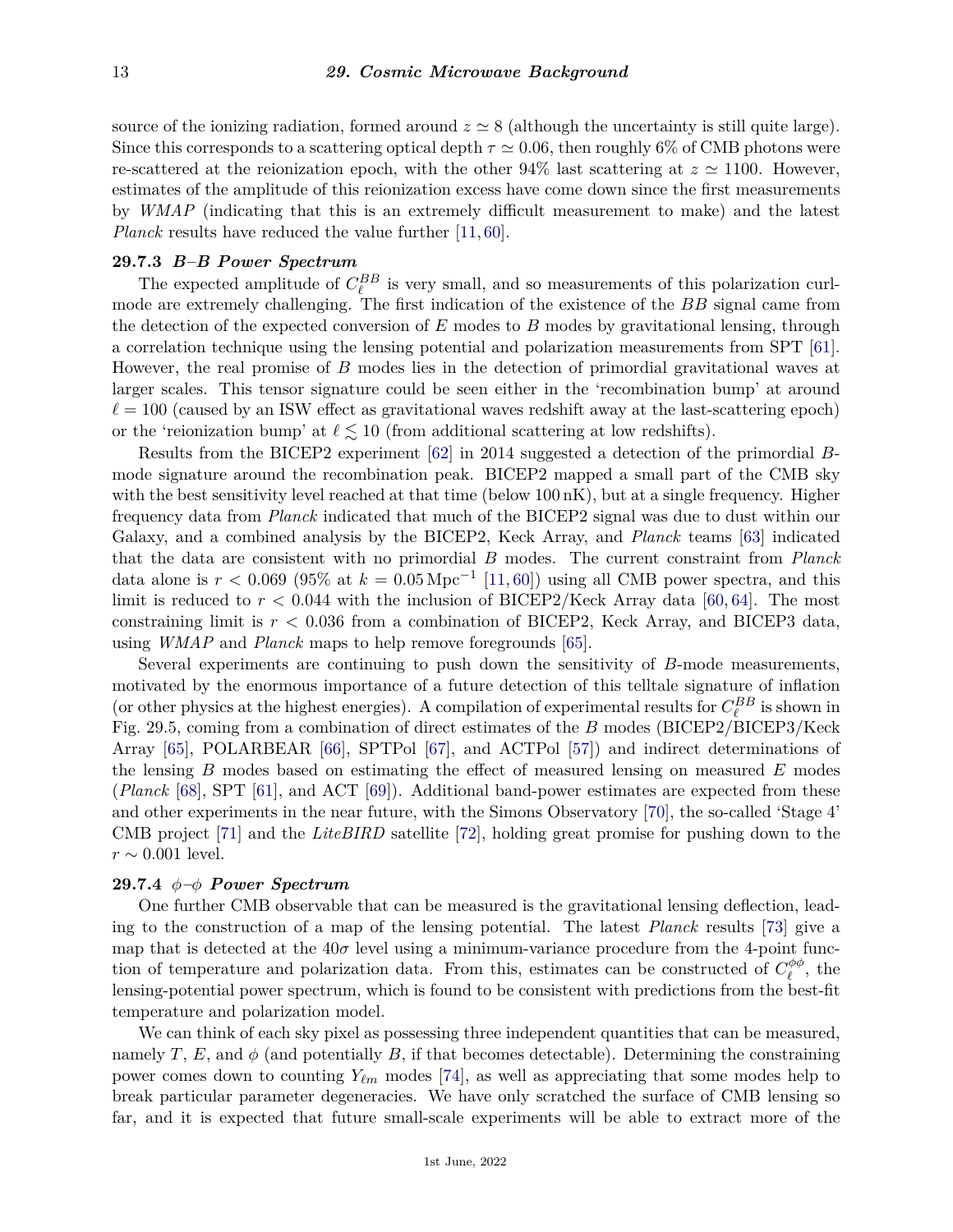source of the ionizing radiation, formed around $z \simeq 8$ (although the uncertainty is still quite large). Since this corresponds to a scattering optical depth $\tau \simeq 0.06$, then roughly 6% of CMB photons were re-scattered at the reionization epoch, with the other 94% last scattering at $z \simeq 1100$. However, estimates of the amplitude of this reionization excess have come down since the first measurements by *WMAP* (indicating that this is an extremely difficult measurement to make) and the latest *Planck* results have reduced the value further [11, 60].

### 29.7.3 *B–B Power Spectrum*

The expected amplitude of $C_\ell^{BB}$ is very small, and so measurements of this polarization curl-mode are extremely challenging. The first indication of the existence of the $BB$ signal came from the detection of the expected conversion of $E$ modes to $B$ modes by gravitational lensing, through a correlation technique using the lensing potential and polarization measurements from SPT [61]. However, the real promise of $B$ modes lies in the detection of primordial gravitational waves at larger scales. This tensor signature could be seen either in the 'recombination bump' at around $\ell = 100$ (caused by an ISW effect as gravitational waves redshift away at the last-scattering epoch) or the 'reionization bump' at $\ell \lesssim 10$ (from additional scattering at low redshifts).

Results from the BICEP2 experiment [62] in 2014 suggested a detection of the primordial $B$-mode signature around the recombination peak. BICEP2 mapped a small part of the CMB sky with the best sensitivity level reached at that time (below 100 nK), but at a single frequency. Higher frequency data from *Planck* indicated that much of the BICEP2 signal was due to dust within our Galaxy, and a combined analysis by the BICEP2, Keck Array, and *Planck* teams [63] indicated that the data are consistent with no primordial $B$ modes. The current constraint from *Planck* data alone is $r < 0.069$ (95% at $k = 0.05\,\mathrm{Mpc}^{-1}$ [11, 60]) using all CMB power spectra, and this limit is reduced to $r < 0.044$ with the inclusion of BICEP2/Keck Array data [60, 64]. The most constraining limit is $r < 0.036$ from a combination of BICEP2, Keck Array, and BICEP3 data, using *WMAP* and *Planck* maps to help remove foregrounds [65].

Several experiments are continuing to push down the sensitivity of $B$-mode measurements, motivated by the enormous importance of a future detection of this telltale signature of inflation (or other physics at the highest energies). A compilation of experimental results for $C_\ell^{BB}$ is shown in Fig. 29.5, coming from a combination of direct estimates of the $B$ modes (BICEP2/BICEP3/Keck Array [65], POLARBEAR [66], SPTPol [67], and ACTPol [57]) and indirect determinations of the lensing $B$ modes based on estimating the effect of measured lensing on measured $E$ modes (*Planck* [68], SPT [61], and ACT [69]). Additional band-power estimates are expected from these and other experiments in the near future, with the Simons Observatory [70], the so-called 'Stage 4' CMB project [71] and the *LiteBIRD* satellite [72], holding great promise for pushing down to the $r \sim 0.001$ level.

### 29.7.4 $\phi$–$\phi$ *Power Spectrum*

One further CMB observable that can be measured is the gravitational lensing deflection, leading to the construction of a map of the lensing potential. The latest *Planck* results [73] give a map that is detected at the $40\sigma$ level using a minimum-variance procedure from the 4-point function of temperature and polarization data. From this, estimates can be constructed of $C_\ell^{\phi\phi}$, the lensing-potential power spectrum, which is found to be consistent with predictions from the best-fit temperature and polarization model.

We can think of each sky pixel as possessing three independent quantities that can be measured, namely $T$, $E$, and $\phi$ (and potentially $B$, if that becomes detectable). Determining the constraining power comes down to counting $Y_{\ell m}$ modes [74], as well as appreciating that some modes help to break particular parameter degeneracies. We have only scratched the surface of CMB lensing so far, and it is expected that future small-scale experiments will be able to extract more of the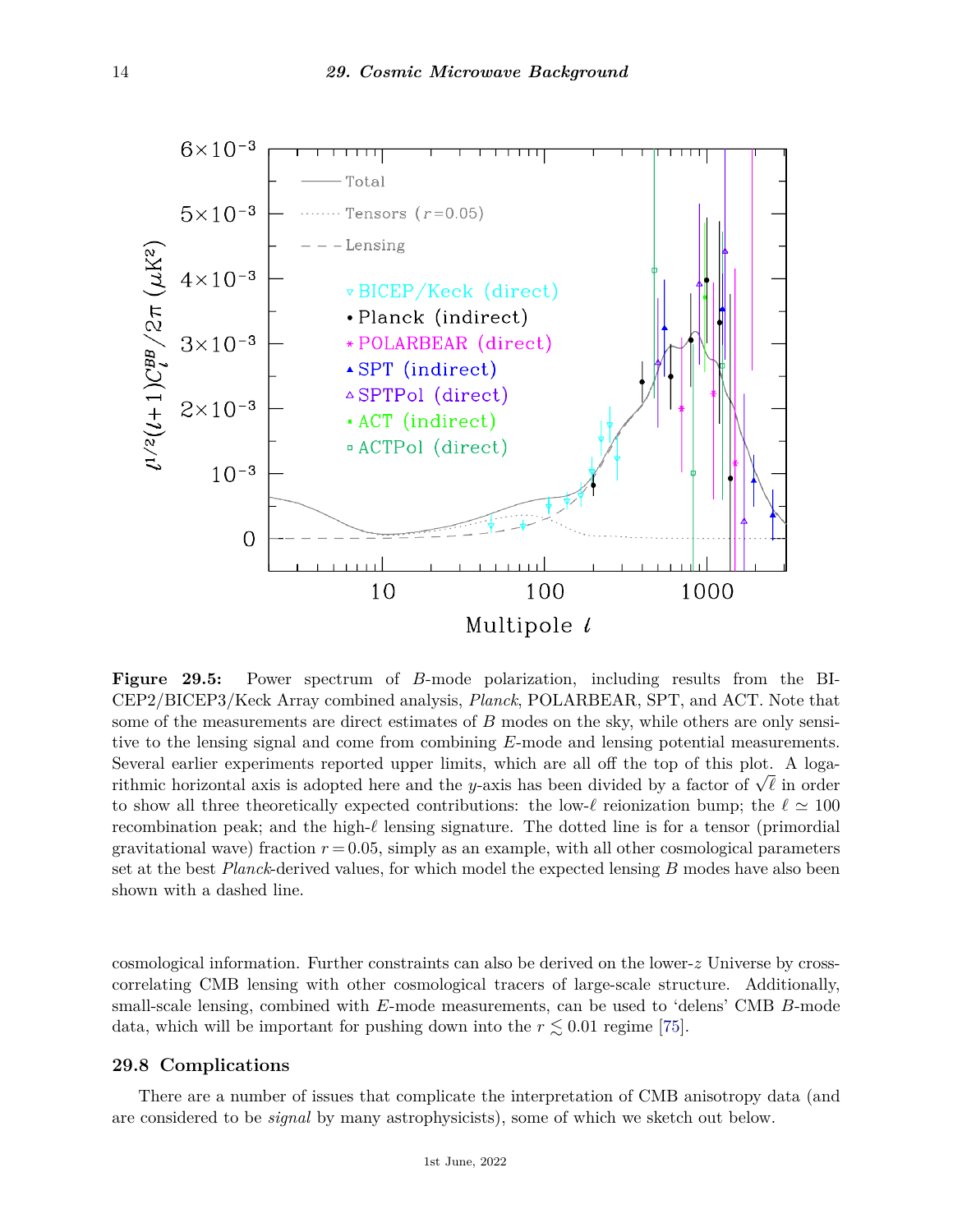**Figure 29.5:** Power spectrum of $B$-mode polarization, including results from the BICEP2/BICEP3/Keck Array combined analysis, *Planck*, POLARBEAR, SPT, and ACT. Note that some of the measurements are direct estimates of $B$ modes on the sky, while others are only sensitive to the lensing signal and come from combining $E$-mode and lensing potential measurements. Several earlier experiments reported upper limits, which are all off the top of this plot. A logarithmic horizontal axis is adopted here and the $y$-axis has been divided by a factor of $\sqrt{\ell}$ in order to show all three theoretically expected contributions: the low-$\ell$ reionization bump; the $\ell \simeq 100$ recombination peak; and the high-$\ell$ lensing signature. The dotted line is for a tensor (primordial gravitational wave) fraction $r = 0.05$, simply as an example, with all other cosmological parameters set at the best *Planck*-derived values, for which model the expected lensing $B$ modes have also been shown with a dashed line.

cosmological information. Further constraints can also be derived on the lower-$z$ Universe by cross-correlating CMB lensing with other cosmological tracers of large-scale structure. Additionally, small-scale lensing, combined with $E$-mode measurements, can be used to 'delens' CMB $B$-mode data, which will be important for pushing down into the $r \lesssim 0.01$ regime [75].

## 29.8 Complications

There are a number of issues that complicate the interpretation of CMB anisotropy data (and are considered to be *signal* by many astrophysicists), some of which we sketch out below.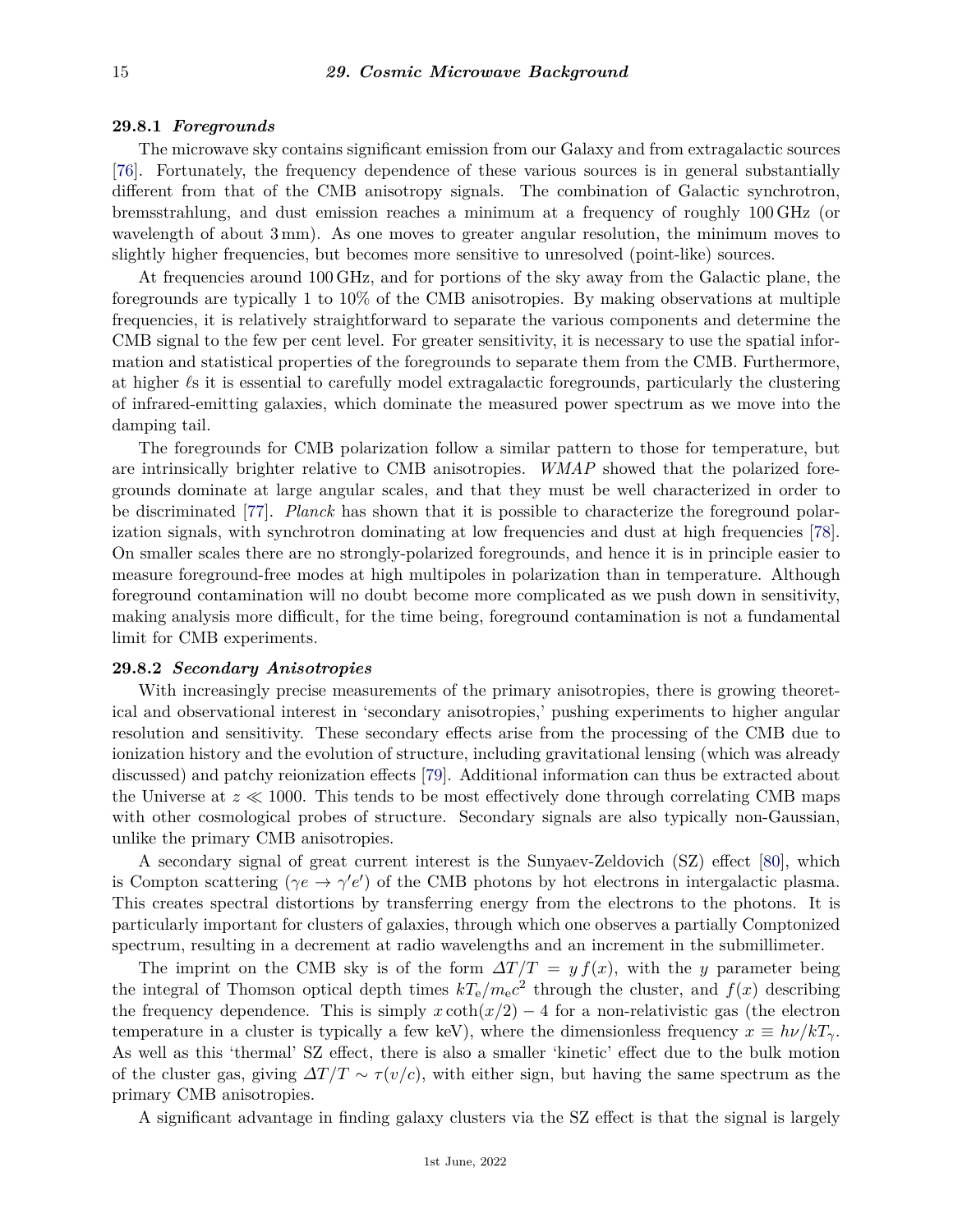### 29.8.1 *Foregrounds*

The microwave sky contains significant emission from our Galaxy and from extragalactic sources [76]. Fortunately, the frequency dependence of these various sources is in general substantially different from that of the CMB anisotropy signals. The combination of Galactic synchrotron, bremsstrahlung, and dust emission reaches a minimum at a frequency of roughly 100 GHz (or wavelength of about 3 mm). As one moves to greater angular resolution, the minimum moves to slightly higher frequencies, but becomes more sensitive to unresolved (point-like) sources.

At frequencies around 100 GHz, and for portions of the sky away from the Galactic plane, the foregrounds are typically 1 to 10% of the CMB anisotropies. By making observations at multiple frequencies, it is relatively straightforward to separate the various components and determine the CMB signal to the few per cent level. For greater sensitivity, it is necessary to use the spatial information and statistical properties of the foregrounds to separate them from the CMB. Furthermore, at higher $\ell$s it is essential to carefully model extragalactic foregrounds, particularly the clustering of infrared-emitting galaxies, which dominate the measured power spectrum as we move into the damping tail.

The foregrounds for CMB polarization follow a similar pattern to those for temperature, but are intrinsically brighter relative to CMB anisotropies. *WMAP* showed that the polarized foregrounds dominate at large angular scales, and that they must be well characterized in order to be discriminated [77]. *Planck* has shown that it is possible to characterize the foreground polarization signals, with synchrotron dominating at low frequencies and dust at high frequencies [78]. On smaller scales there are no strongly-polarized foregrounds, and hence it is in principle easier to measure foreground-free modes at high multipoles in polarization than in temperature. Although foreground contamination will no doubt become more complicated as we push down in sensitivity, making analysis more difficult, for the time being, foreground contamination is not a fundamental limit for CMB experiments.

### 29.8.2 *Secondary Anisotropies*

With increasingly precise measurements of the primary anisotropies, there is growing theoretical and observational interest in 'secondary anisotropies,' pushing experiments to higher angular resolution and sensitivity. These secondary effects arise from the processing of the CMB due to ionization history and the evolution of structure, including gravitational lensing (which was already discussed) and patchy reionization effects [79]. Additional information can thus be extracted about the Universe at $z \ll 1000$. This tends to be most effectively done through correlating CMB maps with other cosmological probes of structure. Secondary signals are also typically non-Gaussian, unlike the primary CMB anisotropies.

A secondary signal of great current interest is the Sunyaev-Zeldovich (SZ) effect [80], which is Compton scattering ($\gamma e \to \gamma' e'$) of the CMB photons by hot electrons in intergalactic plasma. This creates spectral distortions by transferring energy from the electrons to the photons. It is particularly important for clusters of galaxies, through which one observes a partially Comptonized spectrum, resulting in a decrement at radio wavelengths and an increment in the submillimeter.

The imprint on the CMB sky is of the form $\Delta T/T = y\, f(x)$, with the $y$ parameter being the integral of Thomson optical depth times $kT_{\rm e}/m_{\rm e}c^2$ through the cluster, and $f(x)$ describing the frequency dependence. This is simply $x \coth(x/2) - 4$ for a non-relativistic gas (the electron temperature in a cluster is typically a few keV), where the dimensionless frequency $x \equiv h\nu/kT_\gamma$. As well as this 'thermal' SZ effect, there is also a smaller 'kinetic' effect due to the bulk motion of the cluster gas, giving $\Delta T/T \sim \tau(v/c)$, with either sign, but having the same spectrum as the primary CMB anisotropies.

A significant advantage in finding galaxy clusters via the SZ effect is that the signal is largely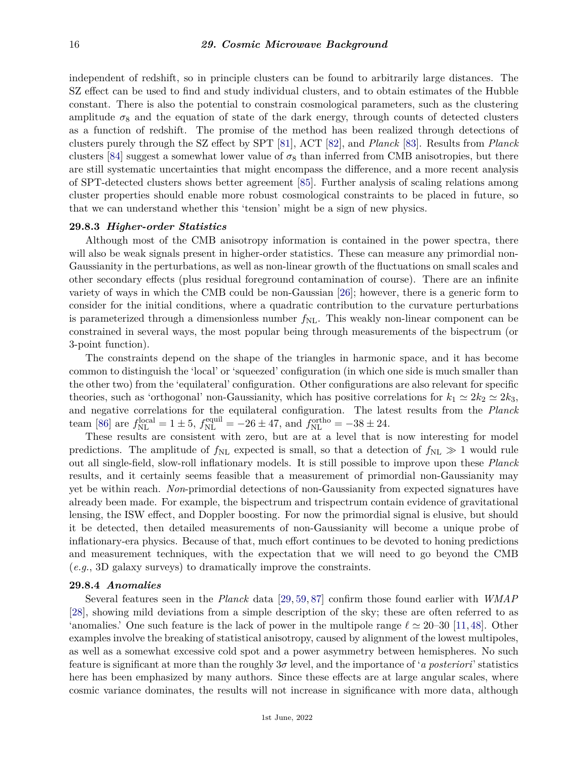independent of redshift, so in principle clusters can be found to arbitrarily large distances. The SZ effect can be used to find and study individual clusters, and to obtain estimates of the Hubble constant. There is also the potential to constrain cosmological parameters, such as the clustering amplitude $\sigma_8$ and the equation of state of the dark energy, through counts of detected clusters as a function of redshift. The promise of the method has been realized through detections of clusters purely through the SZ effect by SPT [81], ACT [82], and *Planck* [83]. Results from *Planck* clusters [84] suggest a somewhat lower value of $\sigma_8$ than inferred from CMB anisotropies, but there are still systematic uncertainties that might encompass the difference, and a more recent analysis of SPT-detected clusters shows better agreement [85]. Further analysis of scaling relations among cluster properties should enable more robust cosmological constraints to be placed in future, so that we can understand whether this 'tension' might be a sign of new physics.

### 29.8.3 *Higher-order Statistics*

Although most of the CMB anisotropy information is contained in the power spectra, there will also be weak signals present in higher-order statistics. These can measure any primordial non-Gaussianity in the perturbations, as well as non-linear growth of the fluctuations on small scales and other secondary effects (plus residual foreground contamination of course). There are an infinite variety of ways in which the CMB could be non-Gaussian [26]; however, there is a generic form to consider for the initial conditions, where a quadratic contribution to the curvature perturbations is parameterized through a dimensionless number $f_{\rm NL}$. This weakly non-linear component can be constrained in several ways, the most popular being through measurements of the bispectrum (or 3-point function).

The constraints depend on the shape of the triangles in harmonic space, and it has become common to distinguish the 'local' or 'squeezed' configuration (in which one side is much smaller than the other two) from the 'equilateral' configuration. Other configurations are also relevant for specific theories, such as 'orthogonal' non-Gaussianity, which has positive correlations for $k_1 \simeq 2k_2 \simeq 2k_3$, and negative correlations for the equilateral configuration. The latest results from the *Planck* team [86] are $f_{\rm NL}^{\rm local} = 1 \pm 5$, $f_{\rm NL}^{\rm equil} = -26 \pm 47$, and $f_{\rm NL}^{\rm ortho} = -38 \pm 24$.

These results are consistent with zero, but are at a level that is now interesting for model predictions. The amplitude of $f_{\rm NL}$ expected is small, so that a detection of $f_{\rm NL} \gg 1$ would rule out all single-field, slow-roll inflationary models. It is still possible to improve upon these *Planck* results, and it certainly seems feasible that a measurement of primordial non-Gaussianity may yet be within reach. *Non*-primordial detections of non-Gaussianity from expected signatures have already been made. For example, the bispectrum and trispectrum contain evidence of gravitational lensing, the ISW effect, and Doppler boosting. For now the primordial signal is elusive, but should it be detected, then detailed measurements of non-Gaussianity will become a unique probe of inflationary-era physics. Because of that, much effort continues to be devoted to honing predictions and measurement techniques, with the expectation that we will need to go beyond the CMB (*e.g.*, 3D galaxy surveys) to dramatically improve the constraints.

### 29.8.4 *Anomalies*

Several features seen in the *Planck* data [29, 59, 87] confirm those found earlier with *WMAP* [28], showing mild deviations from a simple description of the sky; these are often referred to as 'anomalies.' One such feature is the lack of power in the multipole range $\ell \simeq 20$–$30$ [11, 48]. Other examples involve the breaking of statistical anisotropy, caused by alignment of the lowest multipoles, as well as a somewhat excessive cold spot and a power asymmetry between hemispheres. No such feature is significant at more than the roughly $3\sigma$ level, and the importance of '*a posteriori*' statistics here has been emphasized by many authors. Since these effects are at large angular scales, where cosmic variance dominates, the results will not increase in significance with more data, although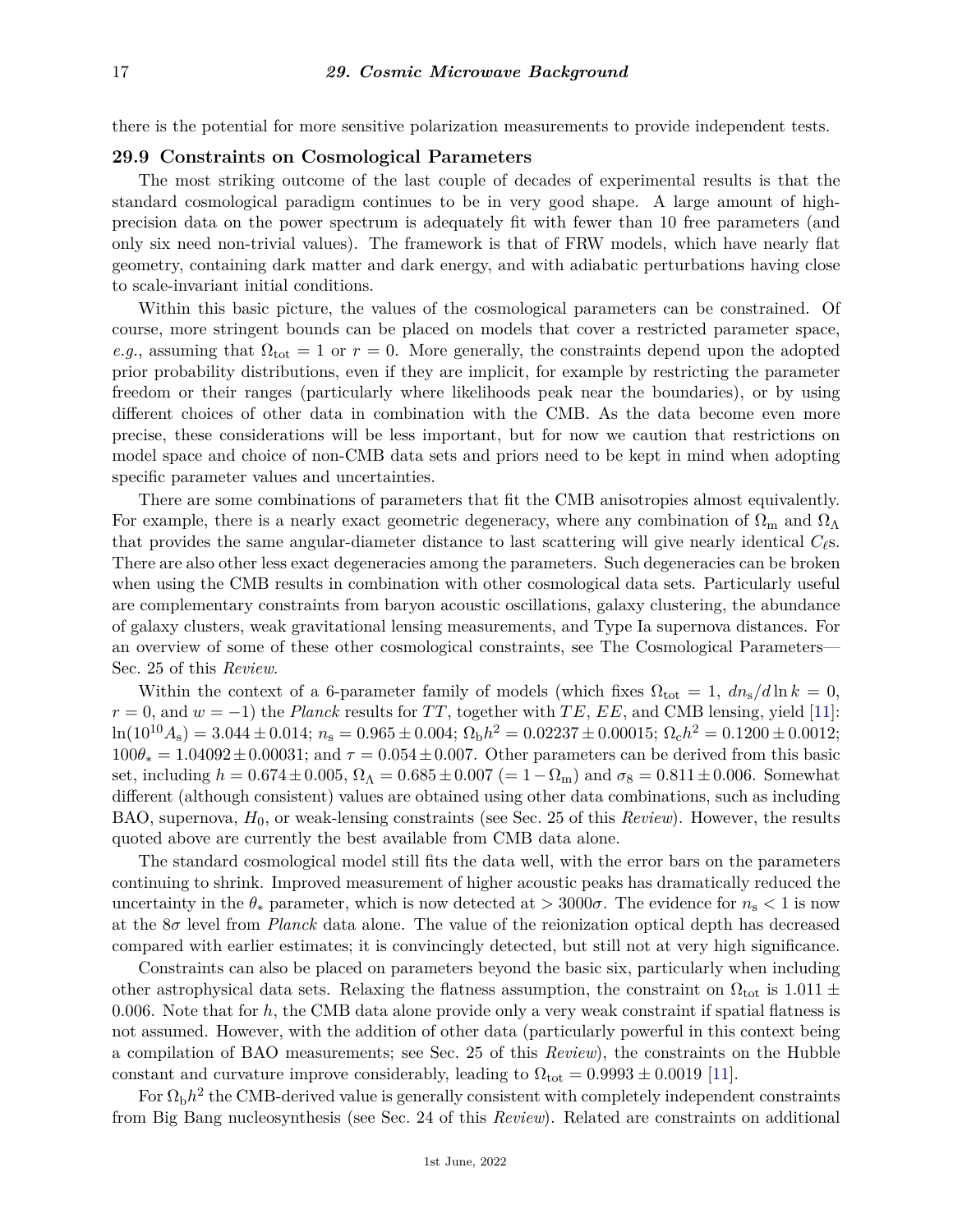there is the potential for more sensitive polarization measurements to provide independent tests.

## 29.9 Constraints on Cosmological Parameters

The most striking outcome of the last couple of decades of experimental results is that the standard cosmological paradigm continues to be in very good shape. A large amount of high-precision data on the power spectrum is adequately fit with fewer than 10 free parameters (and only six need non-trivial values). The framework is that of FRW models, which have nearly flat geometry, containing dark matter and dark energy, and with adiabatic perturbations having close to scale-invariant initial conditions.

Within this basic picture, the values of the cosmological parameters can be constrained. Of course, more stringent bounds can be placed on models that cover a restricted parameter space, *e.g.*, assuming that $\Omega_{\mathrm{tot}} = 1$ or $r = 0$. More generally, the constraints depend upon the adopted prior probability distributions, even if they are implicit, for example by restricting the parameter freedom or their ranges (particularly where likelihoods peak near the boundaries), or by using different choices of other data in combination with the CMB. As the data become even more precise, these considerations will be less important, but for now we caution that restrictions on model space and choice of non-CMB data sets and priors need to be kept in mind when adopting specific parameter values and uncertainties.

There are some combinations of parameters that fit the CMB anisotropies almost equivalently. For example, there is a nearly exact geometric degeneracy, where any combination of $\Omega_{\mathrm{m}}$ and $\Omega_\Lambda$ that provides the same angular-diameter distance to last scattering will give nearly identical $C_\ell$s. There are also other less exact degeneracies among the parameters. Such degeneracies can be broken when using the CMB results in combination with other cosmological data sets. Particularly useful are complementary constraints from baryon acoustic oscillations, galaxy clustering, the abundance of galaxy clusters, weak gravitational lensing measurements, and Type Ia supernova distances. For an overview of some of these other cosmological constraints, see The Cosmological Parameters—Sec. 25 of this *Review*.

Within the context of a 6-parameter family of models (which fixes $\Omega_{\mathrm{tot}} = 1$, $dn_{\mathrm{s}}/d\ln k = 0$, $r = 0$, and $w = -1$) the *Planck* results for $TT$, together with $TE$, $EE$, and CMB lensing, yield [11]: $\ln(10^{10}A_{\mathrm{s}}) = 3.044 \pm 0.014$; $n_{\mathrm{s}} = 0.965 \pm 0.004$; $\Omega_{\mathrm{b}}h^2 = 0.02237 \pm 0.00015$; $\Omega_{\mathrm{c}}h^2 = 0.1200 \pm 0.0012$; $100\theta_* = 1.04092 \pm 0.00031$; and $\tau = 0.054 \pm 0.007$. Other parameters can be derived from this basic set, including $h = 0.674 \pm 0.005$, $\Omega_\Lambda = 0.685 \pm 0.007$ $(= 1 - \Omega_{\mathrm{m}})$ and $\sigma_8 = 0.811 \pm 0.006$. Somewhat different (although consistent) values are obtained using other data combinations, such as including BAO, supernova, $H_0$, or weak-lensing constraints (see Sec. 25 of this *Review*). However, the results quoted above are currently the best available from CMB data alone.

The standard cosmological model still fits the data well, with the error bars on the parameters continuing to shrink. Improved measurement of higher acoustic peaks has dramatically reduced the uncertainty in the $\theta_*$ parameter, which is now detected at $> 3000\sigma$. The evidence for $n_{\mathrm{s}} < 1$ is now at the $8\sigma$ level from *Planck* data alone. The value of the reionization optical depth has decreased compared with earlier estimates; it is convincingly detected, but still not at very high significance.

Constraints can also be placed on parameters beyond the basic six, particularly when including other astrophysical data sets. Relaxing the flatness assumption, the constraint on $\Omega_{\mathrm{tot}}$ is $1.011 \pm 0.006$. Note that for $h$, the CMB data alone provide only a very weak constraint if spatial flatness is not assumed. However, with the addition of other data (particularly powerful in this context being a compilation of BAO measurements; see Sec. 25 of this *Review*), the constraints on the Hubble constant and curvature improve considerably, leading to $\Omega_{\mathrm{tot}} = 0.9993 \pm 0.0019$ [11].

For $\Omega_{\mathrm{b}}h^2$ the CMB-derived value is generally consistent with completely independent constraints from Big Bang nucleosynthesis (see Sec. 24 of this *Review*). Related are constraints on additional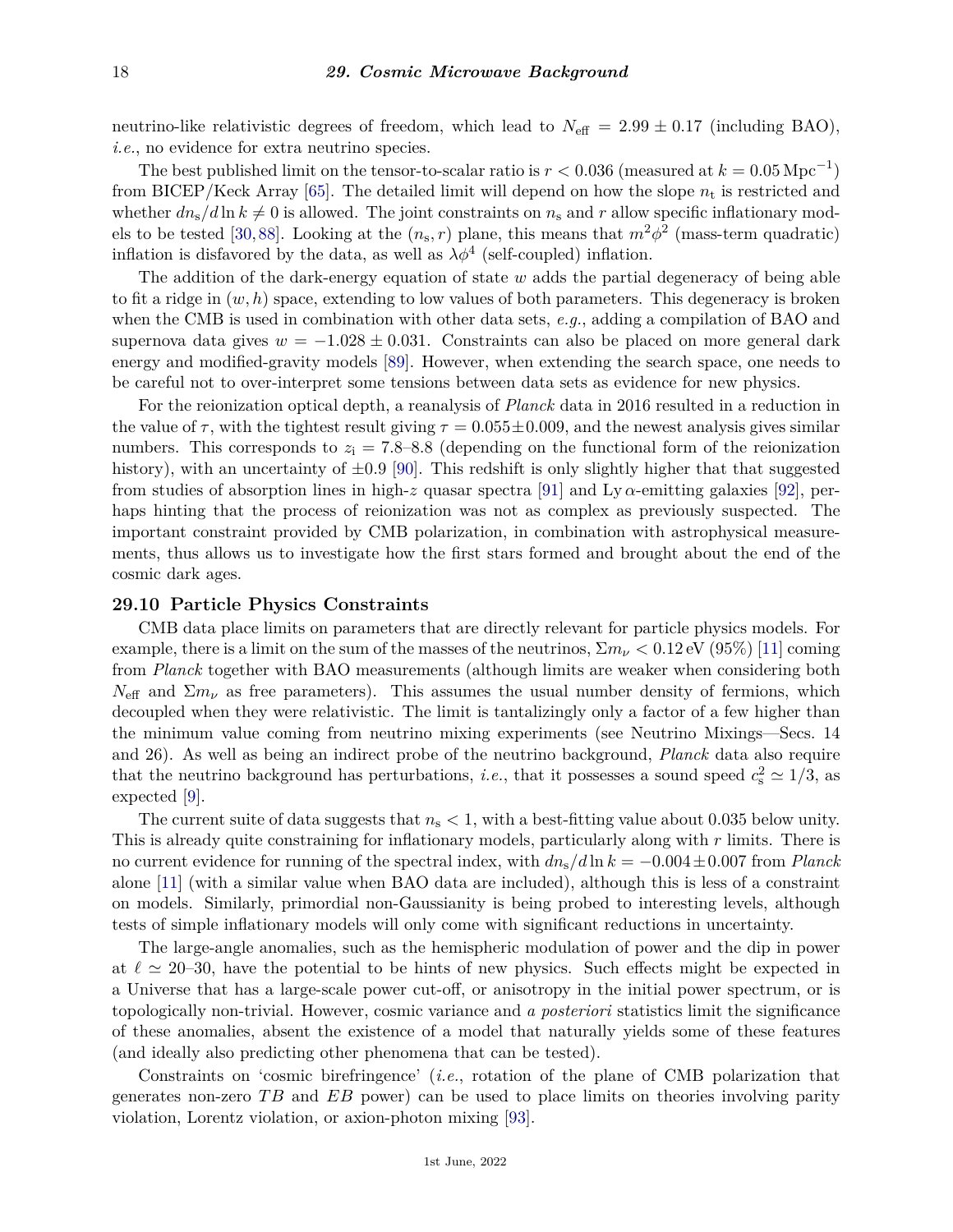neutrino-like relativistic degrees of freedom, which lead to $N_{\rm eff} = 2.99 \pm 0.17$ (including BAO), *i.e.*, no evidence for extra neutrino species.

The best published limit on the tensor-to-scalar ratio is $r < 0.036$ (measured at $k = 0.05\,{\rm Mpc}^{-1}$) from BICEP/Keck Array [65]. The detailed limit will depend on how the slope $n_{\rm t}$ is restricted and whether $dn_{\rm s}/d\ln k \neq 0$ is allowed. The joint constraints on $n_{\rm s}$ and $r$ allow specific inflationary models to be tested [30, 88]. Looking at the $(n_{\rm s}, r)$ plane, this means that $m^2\phi^2$ (mass-term quadratic) inflation is disfavored by the data, as well as $\lambda\phi^4$ (self-coupled) inflation.

The addition of the dark-energy equation of state $w$ adds the partial degeneracy of being able to fit a ridge in $(w, h)$ space, extending to low values of both parameters. This degeneracy is broken when the CMB is used in combination with other data sets, *e.g.*, adding a compilation of BAO and supernova data gives $w = -1.028 \pm 0.031$. Constraints can also be placed on more general dark energy and modified-gravity models [89]. However, when extending the search space, one needs to be careful not to over-interpret some tensions between data sets as evidence for new physics.

For the reionization optical depth, a reanalysis of *Planck* data in 2016 resulted in a reduction in the value of $\tau$, with the tightest result giving $\tau = 0.055 \pm 0.009$, and the newest analysis gives similar numbers. This corresponds to $z_{\rm i} = 7.8$–$8.8$ (depending on the functional form of the reionization history), with an uncertainty of $\pm 0.9$ [90]. This redshift is only slightly higher that that suggested from studies of absorption lines in high-$z$ quasar spectra [91] and Ly $\alpha$-emitting galaxies [92], perhaps hinting that the process of reionization was not as complex as previously suspected. The important constraint provided by CMB polarization, in combination with astrophysical measurements, thus allows us to investigate how the first stars formed and brought about the end of the cosmic dark ages.

## 29.10 Particle Physics Constraints

CMB data place limits on parameters that are directly relevant for particle physics models. For example, there is a limit on the sum of the masses of the neutrinos, $\Sigma m_\nu < 0.12\,{\rm eV}$ (95%) [11] coming from *Planck* together with BAO measurements (although limits are weaker when considering both $N_{\rm eff}$ and $\Sigma m_\nu$ as free parameters). This assumes the usual number density of fermions, which decoupled when they were relativistic. The limit is tantalizingly only a factor of a few higher than the minimum value coming from neutrino mixing experiments (see Neutrino Mixings—Secs. 14 and 26). As well as being an indirect probe of the neutrino background, *Planck* data also require that the neutrino background has perturbations, *i.e.*, that it possesses a sound speed $c_{\rm s}^2 \simeq 1/3$, as expected [9].

The current suite of data suggests that $n_{\rm s} < 1$, with a best-fitting value about 0.035 below unity. This is already quite constraining for inflationary models, particularly along with $r$ limits. There is no current evidence for running of the spectral index, with $dn_{\rm s}/d\ln k = -0.004 \pm 0.007$ from *Planck* alone [11] (with a similar value when BAO data are included), although this is less of a constraint on models. Similarly, primordial non-Gaussianity is being probed to interesting levels, although tests of simple inflationary models will only come with significant reductions in uncertainty.

The large-angle anomalies, such as the hemispheric modulation of power and the dip in power at $\ell \simeq 20$–$30$, have the potential to be hints of new physics. Such effects might be expected in a Universe that has a large-scale power cut-off, or anisotropy in the initial power spectrum, or is topologically non-trivial. However, cosmic variance and *a posteriori* statistics limit the significance of these anomalies, absent the existence of a model that naturally yields some of these features (and ideally also predicting other phenomena that can be tested).

Constraints on 'cosmic birefringence' (*i.e.*, rotation of the plane of CMB polarization that generates non-zero $TB$ and $EB$ power) can be used to place limits on theories involving parity violation, Lorentz violation, or axion-photon mixing [93].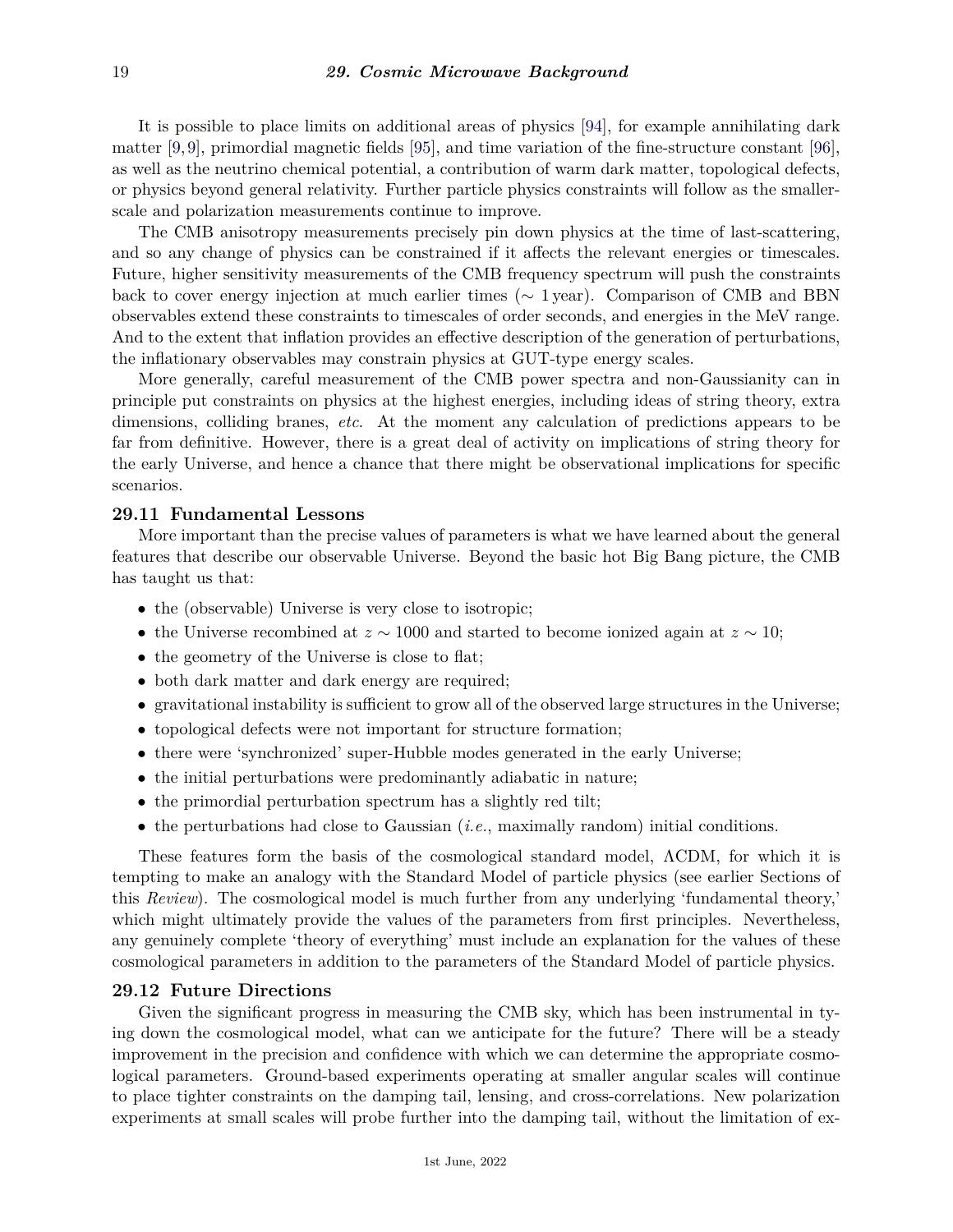It is possible to place limits on additional areas of physics [94], for example annihilating dark matter [9, 9], primordial magnetic fields [95], and time variation of the fine-structure constant [96], as well as the neutrino chemical potential, a contribution of warm dark matter, topological defects, or physics beyond general relativity. Further particle physics constraints will follow as the smaller-scale and polarization measurements continue to improve.

The CMB anisotropy measurements precisely pin down physics at the time of last-scattering, and so any change of physics can be constrained if it affects the relevant energies or timescales. Future, higher sensitivity measurements of the CMB frequency spectrum will push the constraints back to cover energy injection at much earlier times ($\sim$ 1 year). Comparison of CMB and BBN observables extend these constraints to timescales of order seconds, and energies in the MeV range. And to the extent that inflation provides an effective description of the generation of perturbations, the inflationary observables may constrain physics at GUT-type energy scales.

More generally, careful measurement of the CMB power spectra and non-Gaussianity can in principle put constraints on physics at the highest energies, including ideas of string theory, extra dimensions, colliding branes, *etc.* At the moment any calculation of predictions appears to be far from definitive. However, there is a great deal of activity on implications of string theory for the early Universe, and hence a chance that there might be observational implications for specific scenarios.

## 29.11 Fundamental Lessons

More important than the precise values of parameters is what we have learned about the general features that describe our observable Universe. Beyond the basic hot Big Bang picture, the CMB has taught us that:

- the (observable) Universe is very close to isotropic;
- the Universe recombined at $z \sim 1000$ and started to become ionized again at $z \sim 10$;
- the geometry of the Universe is close to flat;
- both dark matter and dark energy are required;
- gravitational instability is sufficient to grow all of the observed large structures in the Universe;
- topological defects were not important for structure formation;
- there were 'synchronized' super-Hubble modes generated in the early Universe;
- the initial perturbations were predominantly adiabatic in nature;
- the primordial perturbation spectrum has a slightly red tilt;
- the perturbations had close to Gaussian (*i.e.*, maximally random) initial conditions.

These features form the basis of the cosmological standard model, ΛCDM, for which it is tempting to make an analogy with the Standard Model of particle physics (see earlier Sections of this *Review*). The cosmological model is much further from any underlying 'fundamental theory,' which might ultimately provide the values of the parameters from first principles. Nevertheless, any genuinely complete 'theory of everything' must include an explanation for the values of these cosmological parameters in addition to the parameters of the Standard Model of particle physics.

## 29.12 Future Directions

Given the significant progress in measuring the CMB sky, which has been instrumental in tying down the cosmological model, what can we anticipate for the future? There will be a steady improvement in the precision and confidence with which we can determine the appropriate cosmological parameters. Ground-based experiments operating at smaller angular scales will continue to place tighter constraints on the damping tail, lensing, and cross-correlations. New polarization experiments at small scales will probe further into the damping tail, without the limitation of ex-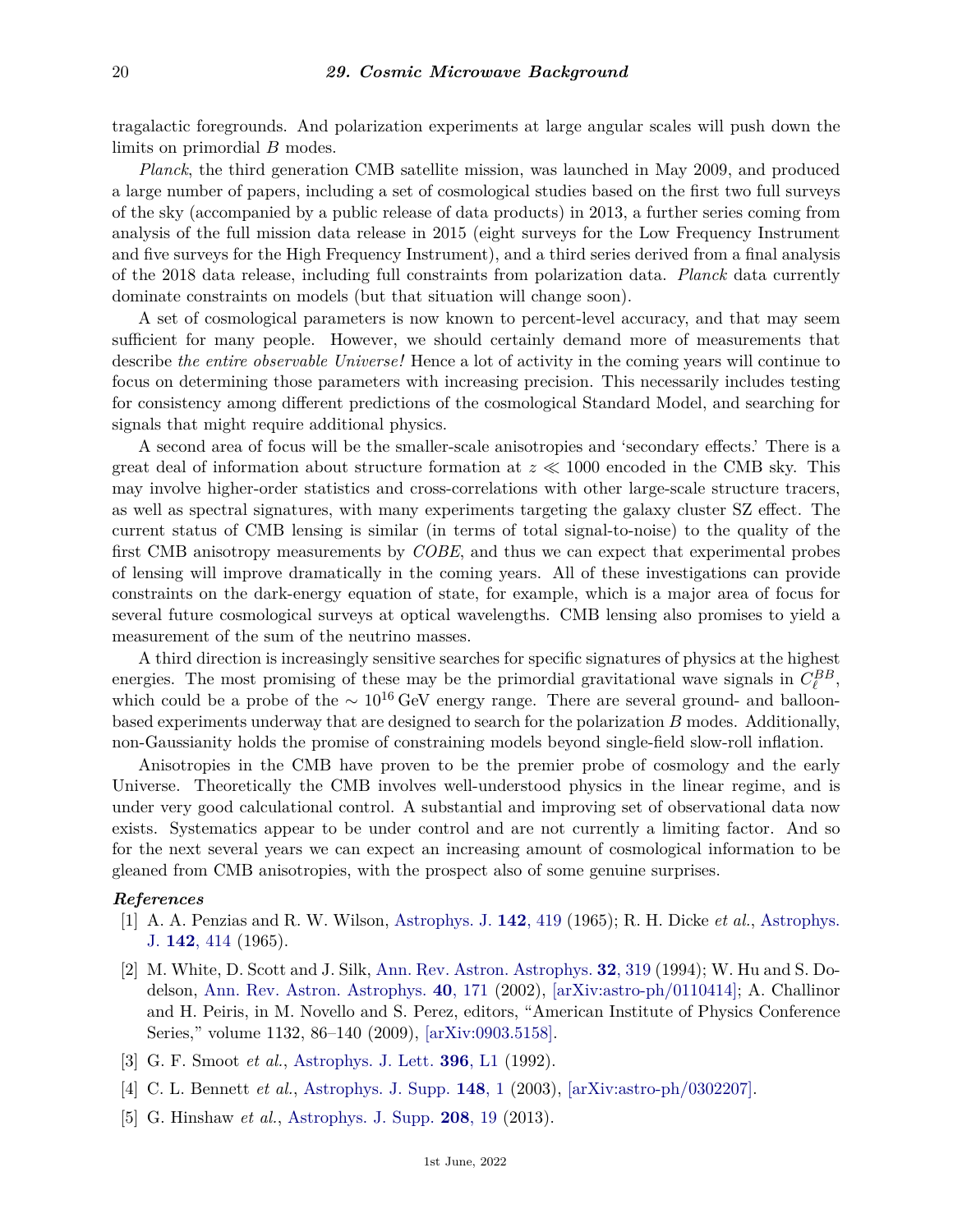tragalactic foregrounds. And polarization experiments at large angular scales will push down the limits on primordial $B$ modes.

*Planck*, the third generation CMB satellite mission, was launched in May 2009, and produced a large number of papers, including a set of cosmological studies based on the first two full surveys of the sky (accompanied by a public release of data products) in 2013, a further series coming from analysis of the full mission data release in 2015 (eight surveys for the Low Frequency Instrument and five surveys for the High Frequency Instrument), and a third series derived from a final analysis of the 2018 data release, including full constraints from polarization data. *Planck* data currently dominate constraints on models (but that situation will change soon).

A set of cosmological parameters is now known to percent-level accuracy, and that may seem sufficient for many people. However, we should certainly demand more of measurements that describe *the entire observable Universe!* Hence a lot of activity in the coming years will continue to focus on determining those parameters with increasing precision. This necessarily includes testing for consistency among different predictions of the cosmological Standard Model, and searching for signals that might require additional physics.

A second area of focus will be the smaller-scale anisotropies and 'secondary effects.' There is a great deal of information about structure formation at $z \ll 1000$ encoded in the CMB sky. This may involve higher-order statistics and cross-correlations with other large-scale structure tracers, as well as spectral signatures, with many experiments targeting the galaxy cluster SZ effect. The current status of CMB lensing is similar (in terms of total signal-to-noise) to the quality of the first CMB anisotropy measurements by *COBE*, and thus we can expect that experimental probes of lensing will improve dramatically in the coming years. All of these investigations can provide constraints on the dark-energy equation of state, for example, which is a major area of focus for several future cosmological surveys at optical wavelengths. CMB lensing also promises to yield a measurement of the sum of the neutrino masses.

A third direction is increasingly sensitive searches for specific signatures of physics at the highest energies. The most promising of these may be the primordial gravitational wave signals in $C_\ell^{BB}$, which could be a probe of the $\sim 10^{16}\,\mathrm{GeV}$ energy range. There are several ground- and balloon-based experiments underway that are designed to search for the polarization $B$ modes. Additionally, non-Gaussianity holds the promise of constraining models beyond single-field slow-roll inflation.

Anisotropies in the CMB have proven to be the premier probe of cosmology and the early Universe. Theoretically the CMB involves well-understood physics in the linear regime, and is under very good calculational control. A substantial and improving set of observational data now exists. Systematics appear to be under control and are not currently a limiting factor. And so for the next several years we can expect an increasing amount of cosmological information to be gleaned from CMB anisotropies, with the prospect also of some genuine surprises.

***References***

[1] A. A. Penzias and R. W. Wilson, Astrophys. J. **142**, 419 (1965); R. H. Dicke *et al.*, Astrophys. J. **142**, 414 (1965).

[2] M. White, D. Scott and J. Silk, Ann. Rev. Astron. Astrophys. **32**, 319 (1994); W. Hu and S. Dodelson, Ann. Rev. Astron. Astrophys. **40**, 171 (2002), [arXiv:astro-ph/0110414]; A. Challinor and H. Peiris, in M. Novello and S. Perez, editors, "American Institute of Physics Conference Series," volume 1132, 86–140 (2009), [arXiv:0903.5158].

[3] G. F. Smoot *et al.*, Astrophys. J. Lett. **396**, L1 (1992).

[4] C. L. Bennett *et al.*, Astrophys. J. Supp. **148**, 1 (2003), [arXiv:astro-ph/0302207].

[5] G. Hinshaw *et al.*, Astrophys. J. Supp. **208**, 19 (2013).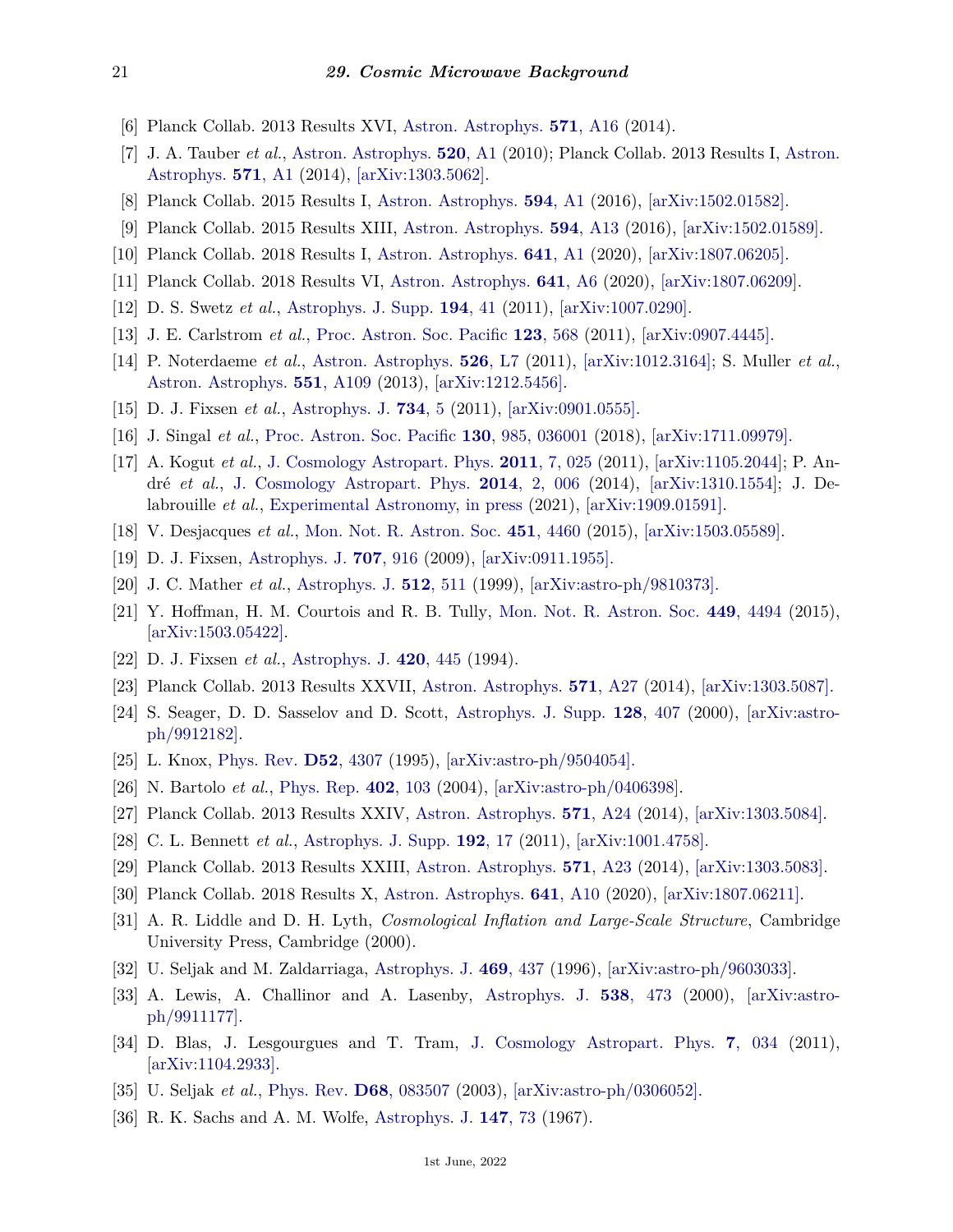[6] Planck Collab. 2013 Results XVI, Astron. Astrophys. **571**, A16 (2014).

[7] J. A. Tauber *et al.*, Astron. Astrophys. **520**, A1 (2010); Planck Collab. 2013 Results I, Astron. Astrophys. **571**, A1 (2014), [arXiv:1303.5062].

[8] Planck Collab. 2015 Results I, Astron. Astrophys. **594**, A1 (2016), [arXiv:1502.01582].

[9] Planck Collab. 2015 Results XIII, Astron. Astrophys. **594**, A13 (2016), [arXiv:1502.01589].

[10] Planck Collab. 2018 Results I, Astron. Astrophys. **641**, A1 (2020), [arXiv:1807.06205].

[11] Planck Collab. 2018 Results VI, Astron. Astrophys. **641**, A6 (2020), [arXiv:1807.06209].

[12] D. S. Swetz *et al.*, Astrophys. J. Supp. **194**, 41 (2011), [arXiv:1007.0290].

[13] J. E. Carlstrom *et al.*, Proc. Astron. Soc. Pacific **123**, 568 (2011), [arXiv:0907.4445].

[14] P. Noterdaeme *et al.*, Astron. Astrophys. **526**, L7 (2011), [arXiv:1012.3164]; S. Muller *et al.*, Astron. Astrophys. **551**, A109 (2013), [arXiv:1212.5456].

[15] D. J. Fixsen *et al.*, Astrophys. J. **734**, 5 (2011), [arXiv:0901.0555].

[16] J. Singal *et al.*, Proc. Astron. Soc. Pacific **130**, 985, 036001 (2018), [arXiv:1711.09979].

[17] A. Kogut *et al.*, J. Cosmology Astropart. Phys. **2011**, 7, 025 (2011), [arXiv:1105.2044]; P. André *et al.*, J. Cosmology Astropart. Phys. **2014**, 2, 006 (2014), [arXiv:1310.1554]; J. Delabrouille *et al.*, Experimental Astronomy, in press (2021), [arXiv:1909.01591].

[18] V. Desjacques *et al.*, Mon. Not. R. Astron. Soc. **451**, 4460 (2015), [arXiv:1503.05589].

[19] D. J. Fixsen, Astrophys. J. **707**, 916 (2009), [arXiv:0911.1955].

[20] J. C. Mather *et al.*, Astrophys. J. **512**, 511 (1999), [arXiv:astro-ph/9810373].

[21] Y. Hoffman, H. M. Courtois and R. B. Tully, Mon. Not. R. Astron. Soc. **449**, 4494 (2015), [arXiv:1503.05422].

[22] D. J. Fixsen *et al.*, Astrophys. J. **420**, 445 (1994).

[23] Planck Collab. 2013 Results XXVII, Astron. Astrophys. **571**, A27 (2014), [arXiv:1303.5087].

[24] S. Seager, D. D. Sasselov and D. Scott, Astrophys. J. Supp. **128**, 407 (2000), [arXiv:astro-ph/9912182].

[25] L. Knox, Phys. Rev. **D52**, 4307 (1995), [arXiv:astro-ph/9504054].

[26] N. Bartolo *et al.*, Phys. Rep. **402**, 103 (2004), [arXiv:astro-ph/0406398].

[27] Planck Collab. 2013 Results XXIV, Astron. Astrophys. **571**, A24 (2014), [arXiv:1303.5084].

[28] C. L. Bennett *et al.*, Astrophys. J. Supp. **192**, 17 (2011), [arXiv:1001.4758].

[29] Planck Collab. 2013 Results XXIII, Astron. Astrophys. **571**, A23 (2014), [arXiv:1303.5083].

[30] Planck Collab. 2018 Results X, Astron. Astrophys. **641**, A10 (2020), [arXiv:1807.06211].

[31] A. R. Liddle and D. H. Lyth, *Cosmological Inflation and Large-Scale Structure*, Cambridge University Press, Cambridge (2000).

[32] U. Seljak and M. Zaldarriaga, Astrophys. J. **469**, 437 (1996), [arXiv:astro-ph/9603033].

[33] A. Lewis, A. Challinor and A. Lasenby, Astrophys. J. **538**, 473 (2000), [arXiv:astro-ph/9911177].

[34] D. Blas, J. Lesgourgues and T. Tram, J. Cosmology Astropart. Phys. **7**, 034 (2011), [arXiv:1104.2933].

[35] U. Seljak *et al.*, Phys. Rev. **D68**, 083507 (2003), [arXiv:astro-ph/0306052].

[36] R. K. Sachs and A. M. Wolfe, Astrophys. J. **147**, 73 (1967).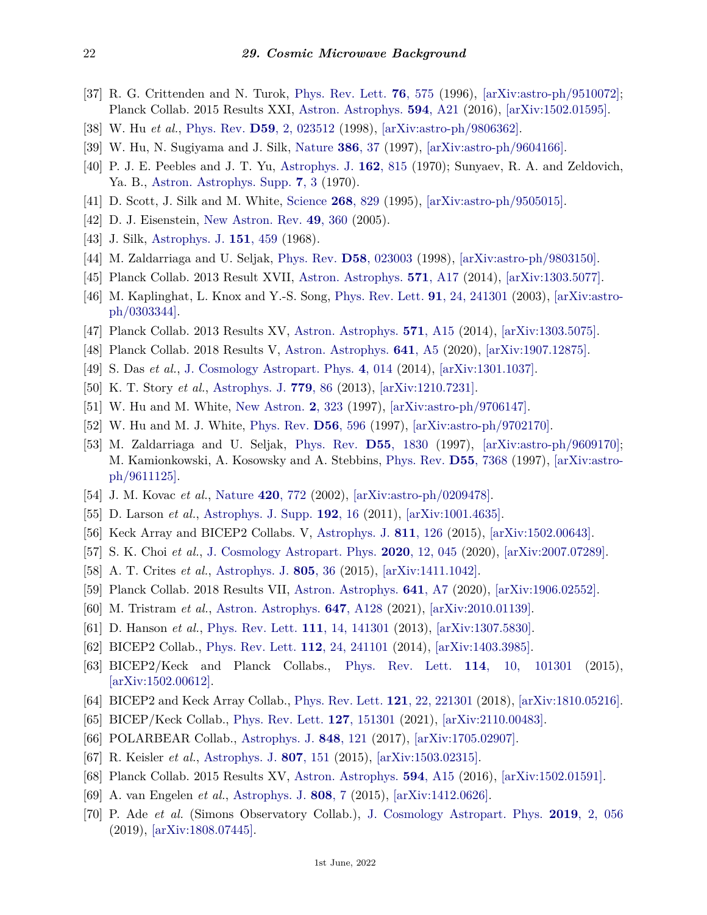[37] R. G. Crittenden and N. Turok, Phys. Rev. Lett. **76**, 575 (1996), [arXiv:astro-ph/9510072]; Planck Collab. 2015 Results XXI, Astron. Astrophys. **594**, A21 (2016), [arXiv:1502.01595].

[38] W. Hu *et al.*, Phys. Rev. **D59**, 2, 023512 (1998), [arXiv:astro-ph/9806362].

[39] W. Hu, N. Sugiyama and J. Silk, Nature **386**, 37 (1997), [arXiv:astro-ph/9604166].

[40] P. J. E. Peebles and J. T. Yu, Astrophys. J. **162**, 815 (1970); Sunyaev, R. A. and Zeldovich, Ya. B., Astron. Astrophys. Supp. **7**, 3 (1970).

[41] D. Scott, J. Silk and M. White, Science **268**, 829 (1995), [arXiv:astro-ph/9505015].

[42] D. J. Eisenstein, New Astron. Rev. **49**, 360 (2005).

[43] J. Silk, Astrophys. J. **151**, 459 (1968).

[44] M. Zaldarriaga and U. Seljak, Phys. Rev. **D58**, 023003 (1998), [arXiv:astro-ph/9803150].

[45] Planck Collab. 2013 Result XVII, Astron. Astrophys. **571**, A17 (2014), [arXiv:1303.5077].

[46] M. Kaplinghat, L. Knox and Y.-S. Song, Phys. Rev. Lett. **91**, 24, 241301 (2003), [arXiv:astro-ph/0303344].

[47] Planck Collab. 2013 Results XV, Astron. Astrophys. **571**, A15 (2014), [arXiv:1303.5075].

[48] Planck Collab. 2018 Results V, Astron. Astrophys. **641**, A5 (2020), [arXiv:1907.12875].

[49] S. Das *et al.*, J. Cosmology Astropart. Phys. **4**, 014 (2014), [arXiv:1301.1037].

[50] K. T. Story *et al.*, Astrophys. J. **779**, 86 (2013), [arXiv:1210.7231].

[51] W. Hu and M. White, New Astron. **2**, 323 (1997), [arXiv:astro-ph/9706147].

[52] W. Hu and M. J. White, Phys. Rev. **D56**, 596 (1997), [arXiv:astro-ph/9702170].

[53] M. Zaldarriaga and U. Seljak, Phys. Rev. **D55**, 1830 (1997), [arXiv:astro-ph/9609170]; M. Kamionkowski, A. Kosowsky and A. Stebbins, Phys. Rev. **D55**, 7368 (1997), [arXiv:astro-ph/9611125].

[54] J. M. Kovac *et al.*, Nature **420**, 772 (2002), [arXiv:astro-ph/0209478].

[55] D. Larson *et al.*, Astrophys. J. Supp. **192**, 16 (2011), [arXiv:1001.4635].

[56] Keck Array and BICEP2 Collabs. V, Astrophys. J. **811**, 126 (2015), [arXiv:1502.00643].

[57] S. K. Choi *et al.*, J. Cosmology Astropart. Phys. **2020**, 12, 045 (2020), [arXiv:2007.07289].

[58] A. T. Crites *et al.*, Astrophys. J. **805**, 36 (2015), [arXiv:1411.1042].

[59] Planck Collab. 2018 Results VII, Astron. Astrophys. **641**, A7 (2020), [arXiv:1906.02552].

[60] M. Tristram *et al.*, Astron. Astrophys. **647**, A128 (2021), [arXiv:2010.01139].

[61] D. Hanson *et al.*, Phys. Rev. Lett. **111**, 14, 141301 (2013), [arXiv:1307.5830].

[62] BICEP2 Collab., Phys. Rev. Lett. **112**, 24, 241101 (2014), [arXiv:1403.3985].

[63] BICEP2/Keck and Planck Collabs., Phys. Rev. Lett. **114**, 10, 101301 (2015), [arXiv:1502.00612].

[64] BICEP2 and Keck Array Collab., Phys. Rev. Lett. **121**, 22, 221301 (2018), [arXiv:1810.05216].

[65] BICEP/Keck Collab., Phys. Rev. Lett. **127**, 151301 (2021), [arXiv:2110.00483].

[66] POLARBEAR Collab., Astrophys. J. **848**, 121 (2017), [arXiv:1705.02907].

[67] R. Keisler *et al.*, Astrophys. J. **807**, 151 (2015), [arXiv:1503.02315].

[68] Planck Collab. 2015 Results XV, Astron. Astrophys. **594**, A15 (2016), [arXiv:1502.01591].

[69] A. van Engelen *et al.*, Astrophys. J. **808**, 7 (2015), [arXiv:1412.0626].

[70] P. Ade *et al.* (Simons Observatory Collab.), J. Cosmology Astropart. Phys. **2019**, 2, 056 (2019), [arXiv:1808.07445].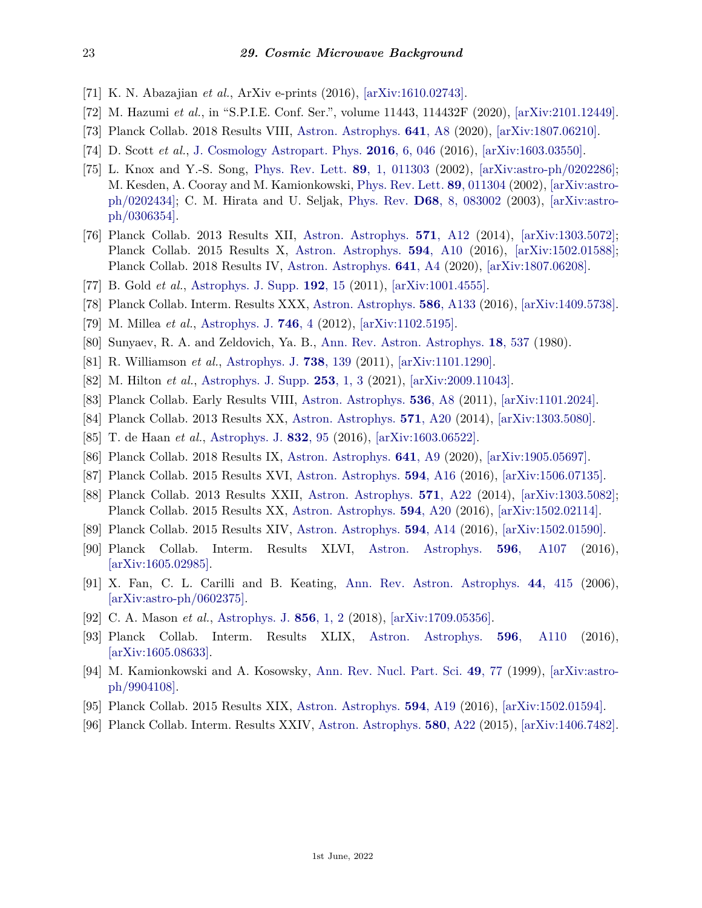[71] K. N. Abazajian *et al.*, ArXiv e-prints (2016), [arXiv:1610.02743].

[72] M. Hazumi *et al.*, in "S.P.I.E. Conf. Ser.", volume 11443, 114432F (2020), [arXiv:2101.12449].

[73] Planck Collab. 2018 Results VIII, Astron. Astrophys. **641**, A8 (2020), [arXiv:1807.06210].

[74] D. Scott *et al.*, J. Cosmology Astropart. Phys. **2016**, 6, 046 (2016), [arXiv:1603.03550].

[75] L. Knox and Y.-S. Song, Phys. Rev. Lett. **89**, 1, 011303 (2002), [arXiv:astro-ph/0202286]; M. Kesden, A. Cooray and M. Kamionkowski, Phys. Rev. Lett. **89**, 011304 (2002), [arXiv:astro-ph/0202434]; C. M. Hirata and U. Seljak, Phys. Rev. **D68**, 8, 083002 (2003), [arXiv:astro-ph/0306354].

[76] Planck Collab. 2013 Results XII, Astron. Astrophys. **571**, A12 (2014), [arXiv:1303.5072]; Planck Collab. 2015 Results X, Astron. Astrophys. **594**, A10 (2016), [arXiv:1502.01588]; Planck Collab. 2018 Results IV, Astron. Astrophys. **641**, A4 (2020), [arXiv:1807.06208].

[77] B. Gold *et al.*, Astrophys. J. Supp. **192**, 15 (2011), [arXiv:1001.4555].

[78] Planck Collab. Interm. Results XXX, Astron. Astrophys. **586**, A133 (2016), [arXiv:1409.5738].

[79] M. Millea *et al.*, Astrophys. J. **746**, 4 (2012), [arXiv:1102.5195].

[80] Sunyaev, R. A. and Zeldovich, Ya. B., Ann. Rev. Astron. Astrophys. **18**, 537 (1980).

[81] R. Williamson *et al.*, Astrophys. J. **738**, 139 (2011), [arXiv:1101.1290].

[82] M. Hilton *et al.*, Astrophys. J. Supp. **253**, 1, 3 (2021), [arXiv:2009.11043].

[83] Planck Collab. Early Results VIII, Astron. Astrophys. **536**, A8 (2011), [arXiv:1101.2024].

[84] Planck Collab. 2013 Results XX, Astron. Astrophys. **571**, A20 (2014), [arXiv:1303.5080].

[85] T. de Haan *et al.*, Astrophys. J. **832**, 95 (2016), [arXiv:1603.06522].

[86] Planck Collab. 2018 Results IX, Astron. Astrophys. **641**, A9 (2020), [arXiv:1905.05697].

[87] Planck Collab. 2015 Results XVI, Astron. Astrophys. **594**, A16 (2016), [arXiv:1506.07135].

[88] Planck Collab. 2013 Results XXII, Astron. Astrophys. **571**, A22 (2014), [arXiv:1303.5082]; Planck Collab. 2015 Results XX, Astron. Astrophys. **594**, A20 (2016), [arXiv:1502.02114].

[89] Planck Collab. 2015 Results XIV, Astron. Astrophys. **594**, A14 (2016), [arXiv:1502.01590].

[90] Planck Collab. Interm. Results XLVI, Astron. Astrophys. **596**, A107 (2016), [arXiv:1605.02985].

[91] X. Fan, C. L. Carilli and B. Keating, Ann. Rev. Astron. Astrophys. **44**, 415 (2006), [arXiv:astro-ph/0602375].

[92] C. A. Mason *et al.*, Astrophys. J. **856**, 1, 2 (2018), [arXiv:1709.05356].

[93] Planck Collab. Interm. Results XLIX, Astron. Astrophys. **596**, A110 (2016), [arXiv:1605.08633].

[94] M. Kamionkowski and A. Kosowsky, Ann. Rev. Nucl. Part. Sci. **49**, 77 (1999), [arXiv:astro-ph/9904108].

[95] Planck Collab. 2015 Results XIX, Astron. Astrophys. **594**, A19 (2016), [arXiv:1502.01594].

[96] Planck Collab. Interm. Results XXIV, Astron. Astrophys. **580**, A22 (2015), [arXiv:1406.7482].